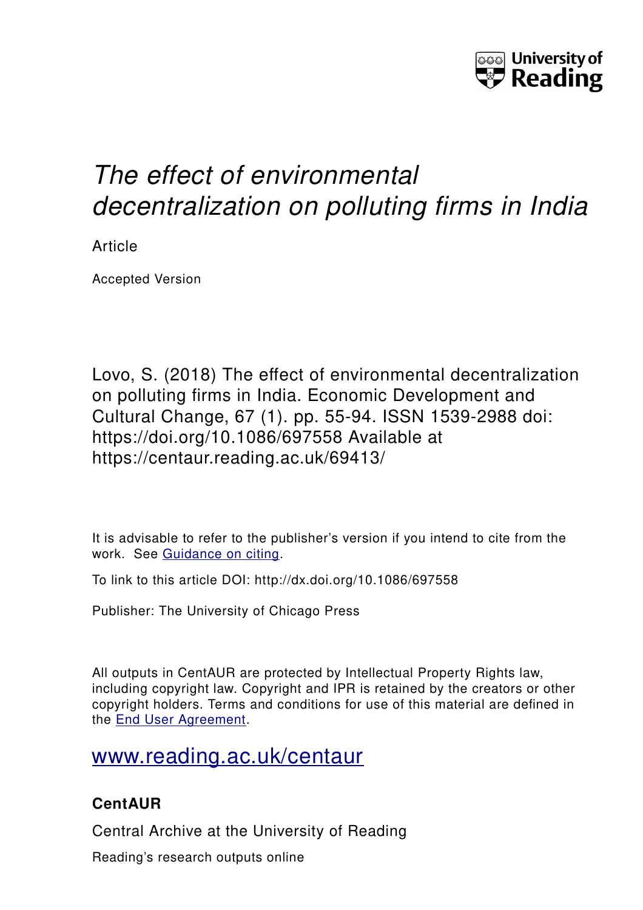University of Reading

# *The effect of environmental decentralization on polluting firms in India*

Article

Accepted Version

Lovo, S. (2018) The effect of environmental decentralization on polluting firms in India. Economic Development and Cultural Change, 67 (1). pp. 55-94. ISSN 1539-2988 doi: https://doi.org/10.1086/697558 Available at https://centaur.reading.ac.uk/69413/

It is advisable to refer to the publisher's version if you intend to cite from the work. See Guidance on citing.

To link to this article DOI: http://dx.doi.org/10.1086/697558

Publisher: The University of Chicago Press

All outputs in CentAUR are protected by Intellectual Property Rights law, including copyright law. Copyright and IPR is retained by the creators or other copyright holders. Terms and conditions for use of this material are defined in the End User Agreement.

www.reading.ac.uk/centaur

**CentAUR**

Central Archive at the University of Reading

Reading's research outputs online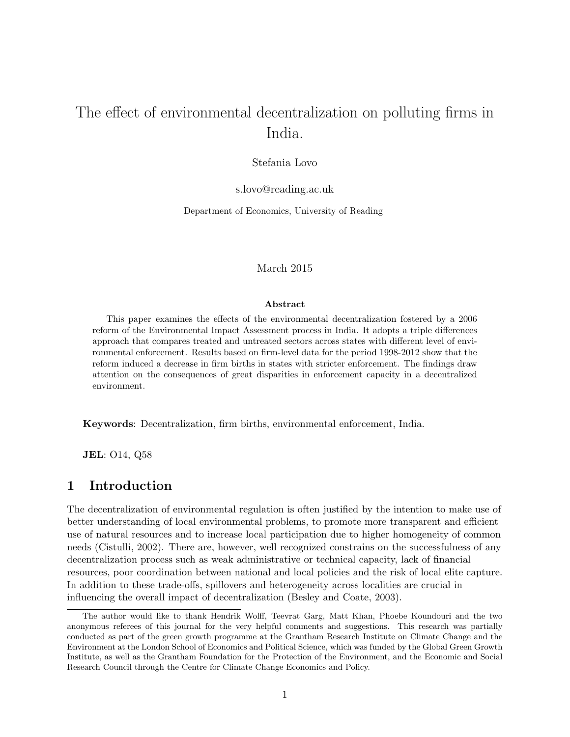# The effect of environmental decentralization on polluting firms in India.

Stefania Lovo

s.lovo@reading.ac.uk

Department of Economics, University of Reading

March 2015

**Abstract**

This paper examines the effects of the environmental decentralization fostered by a 2006 reform of the Environmental Impact Assessment process in India. It adopts a triple differences approach that compares treated and untreated sectors across states with different level of environmental enforcement. Results based on firm-level data for the period 1998-2012 show that the reform induced a decrease in firm births in states with stricter enforcement. The findings draw attention on the consequences of great disparities in enforcement capacity in a decentralized environment.

**Keywords**: Decentralization, firm births, environmental enforcement, India.

**JEL**: O14, Q58

## 1 Introduction

The decentralization of environmental regulation is often justified by the intention to make use of better understanding of local environmental problems, to promote more transparent and efficient use of natural resources and to increase local participation due to higher homogeneity of common needs (Cistulli, 2002). There are, however, well recognized constrains on the successfulness of any decentralization process such as weak administrative or technical capacity, lack of financial resources, poor coordination between national and local policies and the risk of local elite capture. In addition to these trade-offs, spillovers and heterogeneity across localities are crucial in influencing the overall impact of decentralization (Besley and Coate, 2003).

The author would like to thank Hendrik Wolff, Teevrat Garg, Matt Khan, Phoebe Koundouri and the two anonymous referees of this journal for the very helpful comments and suggestions. This research was partially conducted as part of the green growth programme at the Grantham Research Institute on Climate Change and the Environment at the London School of Economics and Political Science, which was funded by the Global Green Growth Institute, as well as the Grantham Foundation for the Protection of the Environment, and the Economic and Social Research Council through the Centre for Climate Change Economics and Policy.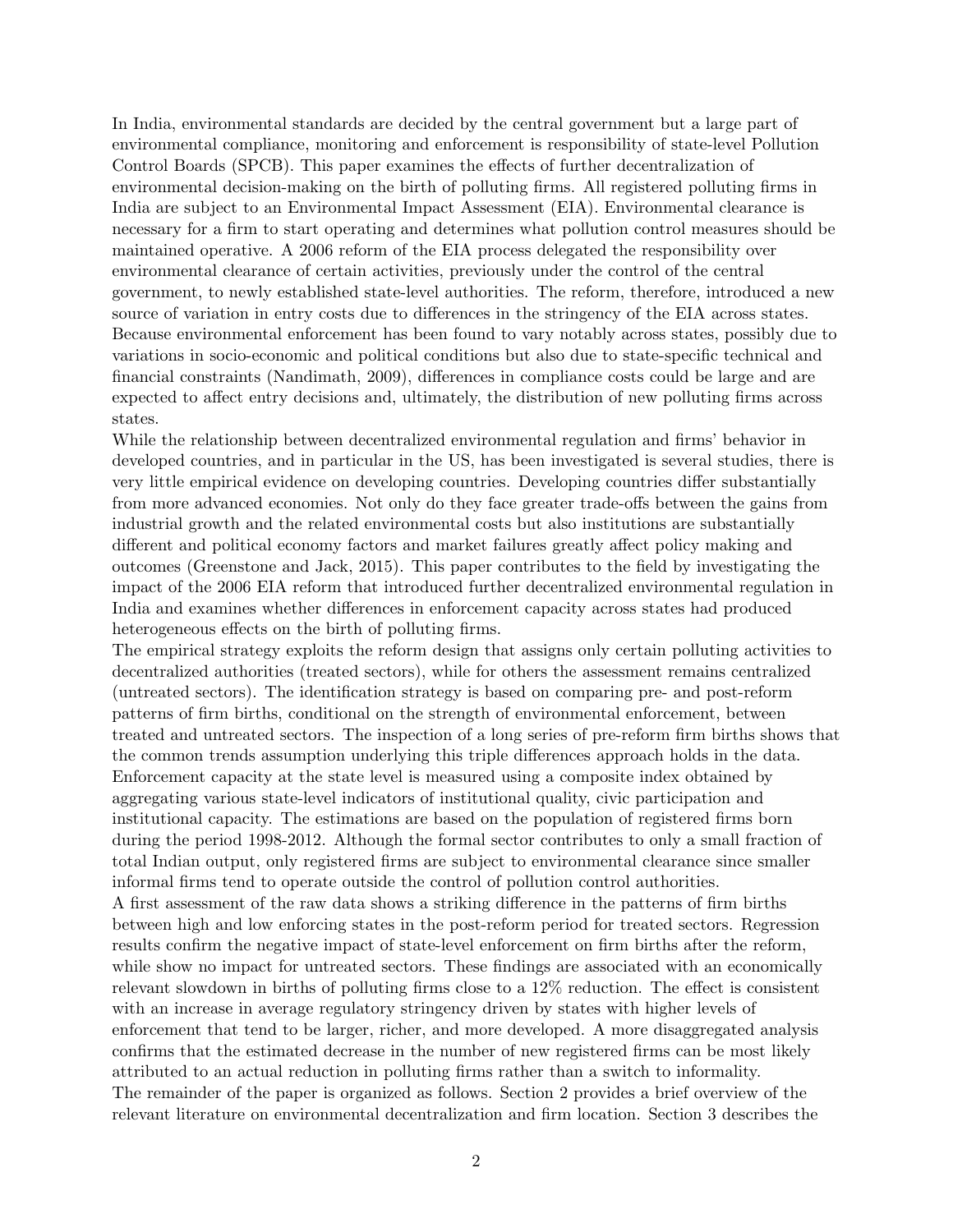In India, environmental standards are decided by the central government but a large part of environmental compliance, monitoring and enforcement is responsibility of state-level Pollution Control Boards (SPCB). This paper examines the effects of further decentralization of environmental decision-making on the birth of polluting firms. All registered polluting firms in India are subject to an Environmental Impact Assessment (EIA). Environmental clearance is necessary for a firm to start operating and determines what pollution control measures should be maintained operative. A 2006 reform of the EIA process delegated the responsibility over environmental clearance of certain activities, previously under the control of the central government, to newly established state-level authorities. The reform, therefore, introduced a new source of variation in entry costs due to differences in the stringency of the EIA across states. Because environmental enforcement has been found to vary notably across states, possibly due to variations in socio-economic and political conditions but also due to state-specific technical and financial constraints (Nandimath, 2009), differences in compliance costs could be large and are expected to affect entry decisions and, ultimately, the distribution of new polluting firms across states.

While the relationship between decentralized environmental regulation and firms' behavior in developed countries, and in particular in the US, has been investigated is several studies, there is very little empirical evidence on developing countries. Developing countries differ substantially from more advanced economies. Not only do they face greater trade-offs between the gains from industrial growth and the related environmental costs but also institutions are substantially different and political economy factors and market failures greatly affect policy making and outcomes (Greenstone and Jack, 2015). This paper contributes to the field by investigating the impact of the 2006 EIA reform that introduced further decentralized environmental regulation in India and examines whether differences in enforcement capacity across states had produced heterogeneous effects on the birth of polluting firms.

The empirical strategy exploits the reform design that assigns only certain polluting activities to decentralized authorities (treated sectors), while for others the assessment remains centralized (untreated sectors). The identification strategy is based on comparing pre- and post-reform patterns of firm births, conditional on the strength of environmental enforcement, between treated and untreated sectors. The inspection of a long series of pre-reform firm births shows that the common trends assumption underlying this triple differences approach holds in the data. Enforcement capacity at the state level is measured using a composite index obtained by aggregating various state-level indicators of institutional quality, civic participation and institutional capacity. The estimations are based on the population of registered firms born during the period 1998-2012. Although the formal sector contributes to only a small fraction of total Indian output, only registered firms are subject to environmental clearance since smaller informal firms tend to operate outside the control of pollution control authorities.

A first assessment of the raw data shows a striking difference in the patterns of firm births between high and low enforcing states in the post-reform period for treated sectors. Regression results confirm the negative impact of state-level enforcement on firm births after the reform, while show no impact for untreated sectors. These findings are associated with an economically relevant slowdown in births of polluting firms close to a 12% reduction. The effect is consistent with an increase in average regulatory stringency driven by states with higher levels of enforcement that tend to be larger, richer, and more developed. A more disaggregated analysis confirms that the estimated decrease in the number of new registered firms can be most likely attributed to an actual reduction in polluting firms rather than a switch to informality.

The remainder of the paper is organized as follows. Section 2 provides a brief overview of the relevant literature on environmental decentralization and firm location. Section 3 describes the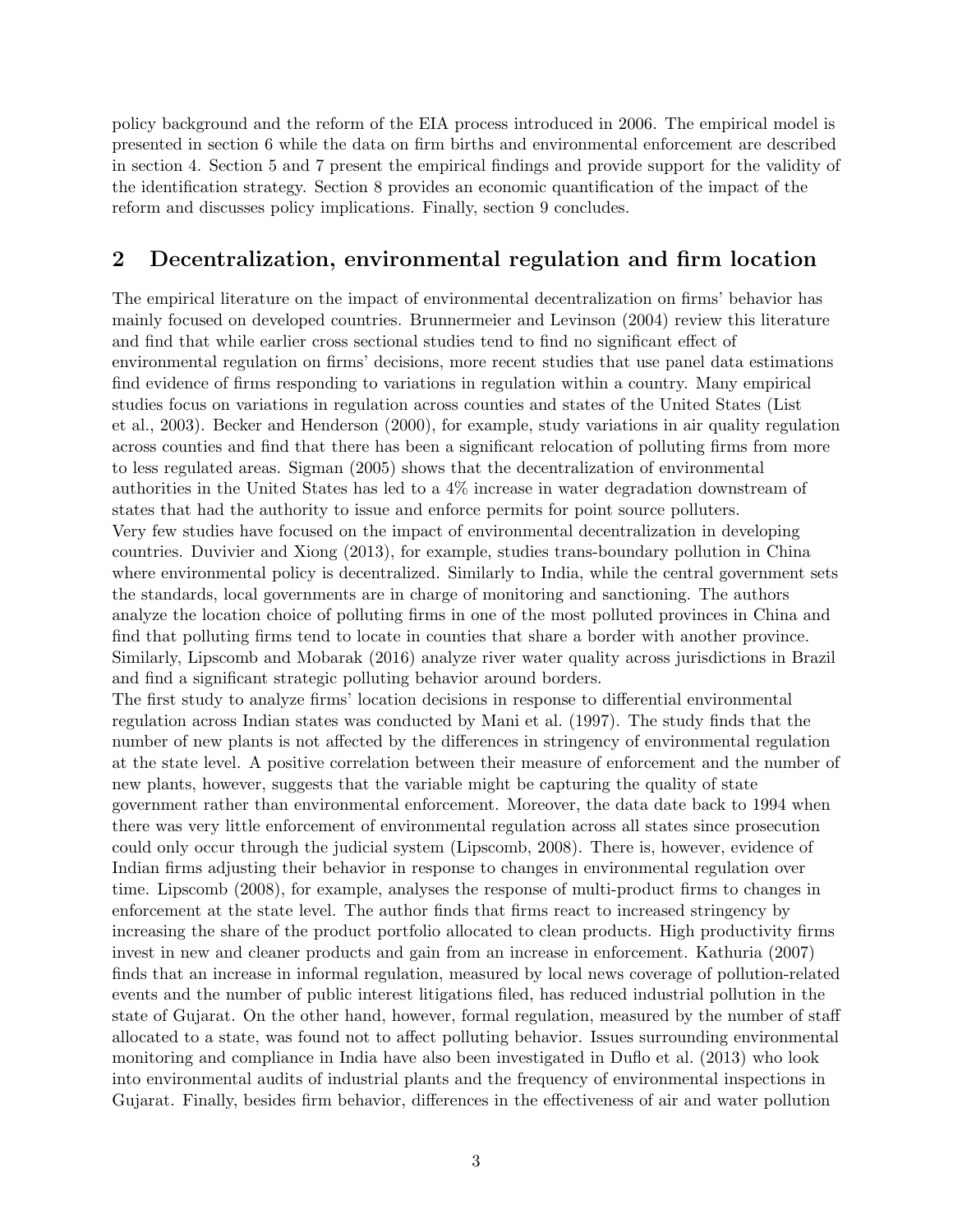policy background and the reform of the EIA process introduced in 2006. The empirical model is presented in section 6 while the data on firm births and environmental enforcement are described in section 4. Section 5 and 7 present the empirical findings and provide support for the validity of the identification strategy. Section 8 provides an economic quantification of the impact of the reform and discusses policy implications. Finally, section 9 concludes.

## 2 Decentralization, environmental regulation and firm location

The empirical literature on the impact of environmental decentralization on firms' behavior has mainly focused on developed countries. Brunnermeier and Levinson (2004) review this literature and find that while earlier cross sectional studies tend to find no significant effect of environmental regulation on firms' decisions, more recent studies that use panel data estimations find evidence of firms responding to variations in regulation within a country. Many empirical studies focus on variations in regulation across counties and states of the United States (List et al., 2003). Becker and Henderson (2000), for example, study variations in air quality regulation across counties and find that there has been a significant relocation of polluting firms from more to less regulated areas. Sigman (2005) shows that the decentralization of environmental authorities in the United States has led to a 4% increase in water degradation downstream of states that had the authority to issue and enforce permits for point source polluters.
Very few studies have focused on the impact of environmental decentralization in developing countries. Duvivier and Xiong (2013), for example, studies trans-boundary pollution in China where environmental policy is decentralized. Similarly to India, while the central government sets the standards, local governments are in charge of monitoring and sanctioning. The authors analyze the location choice of polluting firms in one of the most polluted provinces in China and find that polluting firms tend to locate in counties that share a border with another province. Similarly, Lipscomb and Mobarak (2016) analyze river water quality across jurisdictions in Brazil and find a significant strategic polluting behavior around borders.
The first study to analyze firms' location decisions in response to differential environmental regulation across Indian states was conducted by Mani et al. (1997). The study finds that the number of new plants is not affected by the differences in stringency of environmental regulation at the state level. A positive correlation between their measure of enforcement and the number of new plants, however, suggests that the variable might be capturing the quality of state government rather than environmental enforcement. Moreover, the data date back to 1994 when there was very little enforcement of environmental regulation across all states since prosecution could only occur through the judicial system (Lipscomb, 2008). There is, however, evidence of Indian firms adjusting their behavior in response to changes in environmental regulation over time. Lipscomb (2008), for example, analyses the response of multi-product firms to changes in enforcement at the state level. The author finds that firms react to increased stringency by increasing the share of the product portfolio allocated to clean products. High productivity firms invest in new and cleaner products and gain from an increase in enforcement. Kathuria (2007) finds that an increase in informal regulation, measured by local news coverage of pollution-related events and the number of public interest litigations filed, has reduced industrial pollution in the state of Gujarat. On the other hand, however, formal regulation, measured by the number of staff allocated to a state, was found not to affect polluting behavior. Issues surrounding environmental monitoring and compliance in India have also been investigated in Duflo et al. (2013) who look into environmental audits of industrial plants and the frequency of environmental inspections in Gujarat. Finally, besides firm behavior, differences in the effectiveness of air and water pollution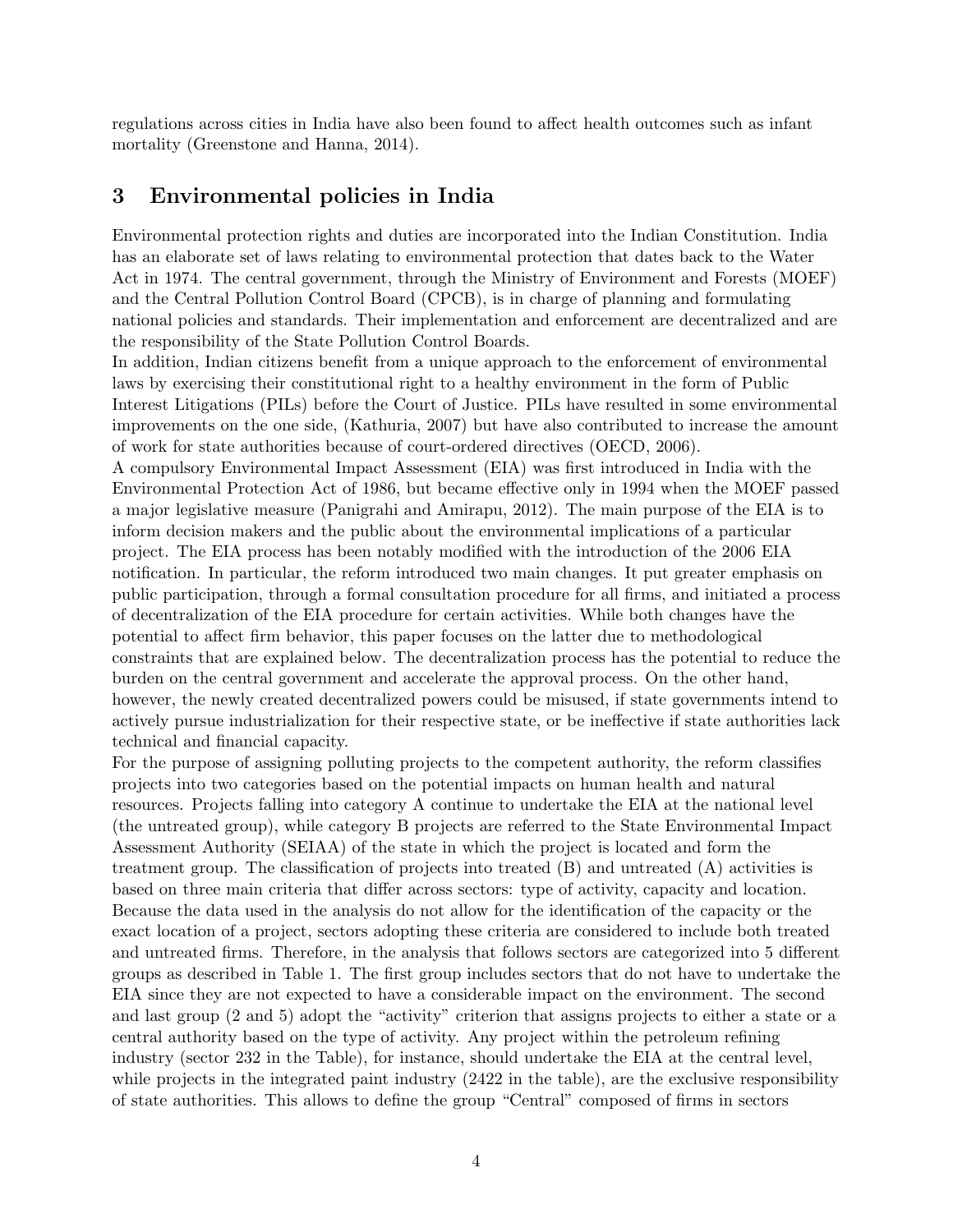regulations across cities in India have also been found to affect health outcomes such as infant mortality (Greenstone and Hanna, 2014).

## 3 Environmental policies in India

Environmental protection rights and duties are incorporated into the Indian Constitution. India has an elaborate set of laws relating to environmental protection that dates back to the Water Act in 1974. The central government, through the Ministry of Environment and Forests (MOEF) and the Central Pollution Control Board (CPCB), is in charge of planning and formulating national policies and standards. Their implementation and enforcement are decentralized and are the responsibility of the State Pollution Control Boards.

In addition, Indian citizens benefit from a unique approach to the enforcement of environmental laws by exercising their constitutional right to a healthy environment in the form of Public Interest Litigations (PILs) before the Court of Justice. PILs have resulted in some environmental improvements on the one side, (Kathuria, 2007) but have also contributed to increase the amount of work for state authorities because of court-ordered directives (OECD, 2006).

A compulsory Environmental Impact Assessment (EIA) was first introduced in India with the Environmental Protection Act of 1986, but became effective only in 1994 when the MOEF passed a major legislative measure (Panigrahi and Amirapu, 2012). The main purpose of the EIA is to inform decision makers and the public about the environmental implications of a particular project. The EIA process has been notably modified with the introduction of the 2006 EIA notification. In particular, the reform introduced two main changes. It put greater emphasis on public participation, through a formal consultation procedure for all firms, and initiated a process of decentralization of the EIA procedure for certain activities. While both changes have the potential to affect firm behavior, this paper focuses on the latter due to methodological constraints that are explained below. The decentralization process has the potential to reduce the burden on the central government and accelerate the approval process. On the other hand, however, the newly created decentralized powers could be misused, if state governments intend to actively pursue industrialization for their respective state, or be ineffective if state authorities lack technical and financial capacity.

For the purpose of assigning polluting projects to the competent authority, the reform classifies projects into two categories based on the potential impacts on human health and natural resources. Projects falling into category A continue to undertake the EIA at the national level (the untreated group), while category B projects are referred to the State Environmental Impact Assessment Authority (SEIAA) of the state in which the project is located and form the treatment group. The classification of projects into treated (B) and untreated (A) activities is based on three main criteria that differ across sectors: type of activity, capacity and location. Because the data used in the analysis do not allow for the identification of the capacity or the exact location of a project, sectors adopting these criteria are considered to include both treated and untreated firms. Therefore, in the analysis that follows sectors are categorized into 5 different groups as described in Table 1. The first group includes sectors that do not have to undertake the EIA since they are not expected to have a considerable impact on the environment. The second and last group (2 and 5) adopt the "activity" criterion that assigns projects to either a state or a central authority based on the type of activity. Any project within the petroleum refining industry (sector 232 in the Table), for instance, should undertake the EIA at the central level, while projects in the integrated paint industry (2422 in the table), are the exclusive responsibility of state authorities. This allows to define the group "Central" composed of firms in sectors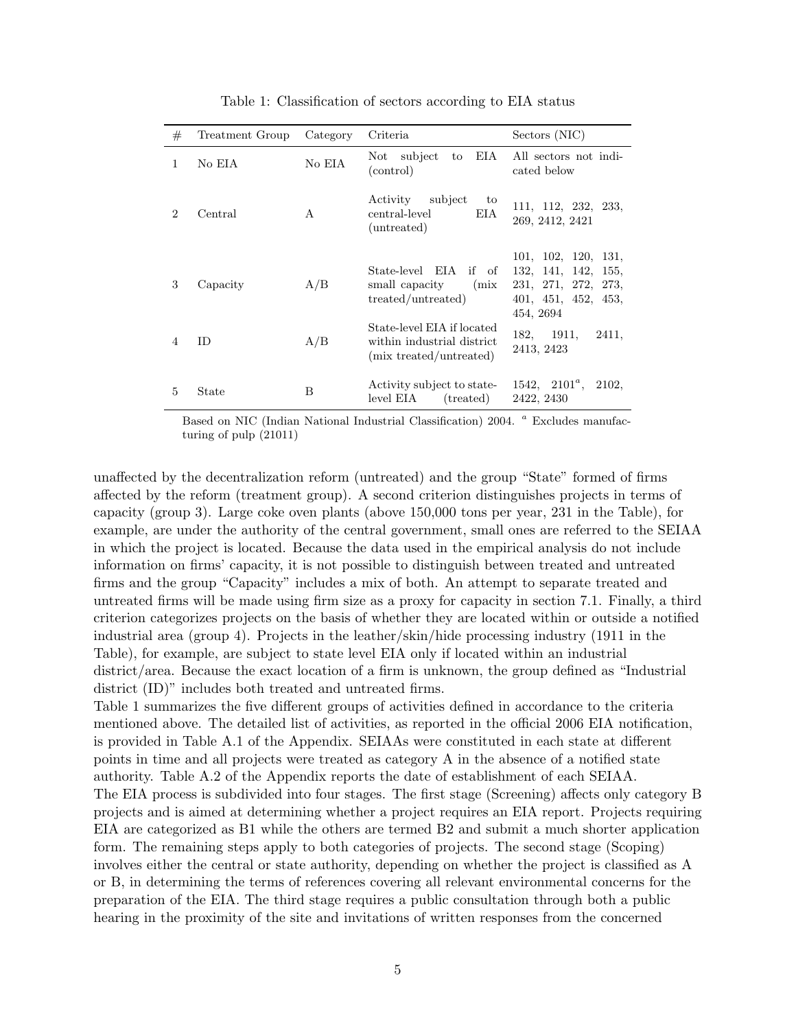Table 1: Classification of sectors according to EIA status

| # | Treatment Group | Category | Criteria | Sectors (NIC) |
|---|---|---|---|---|
| 1 | No EIA | No EIA | Not subject to EIA (control) | All sectors not indicated below |
| 2 | Central | A | Activity subject to central-level EIA (untreated) | 111, 112, 232, 233, 269, 2412, 2421 |
| 3 | Capacity | A/B | State-level EIA if of small capacity (mix treated/untreated) | 101, 102, 120, 131, 132, 141, 142, 155, 231, 271, 272, 273, 401, 451, 452, 453, 454, 2694 |
| 4 | ID | A/B | State-level EIA if located within industrial district (mix treated/untreated) | 182, 1911, 2411, 2413, 2423 |
| 5 | State | B | Activity subject to state-level EIA (treated) | 1542, 2101[a], 2102, 2422, 2430 |

Based on NIC (Indian National Industrial Classification) 2004. [a] Excludes manufacturing of pulp (21011)

unaffected by the decentralization reform (untreated) and the group "State" formed of firms affected by the reform (treatment group). A second criterion distinguishes projects in terms of capacity (group 3). Large coke oven plants (above 150,000 tons per year, 231 in the Table), for example, are under the authority of the central government, small ones are referred to the SEIAA in which the project is located. Because the data used in the empirical analysis do not include information on firms' capacity, it is not possible to distinguish between treated and untreated firms and the group "Capacity" includes a mix of both. An attempt to separate treated and untreated firms will be made using firm size as a proxy for capacity in section 7.1. Finally, a third criterion categorizes projects on the basis of whether they are located within or outside a notified industrial area (group 4). Projects in the leather/skin/hide processing industry (1911 in the Table), for example, are subject to state level EIA only if located within an industrial district/area. Because the exact location of a firm is unknown, the group defined as "Industrial district (ID)" includes both treated and untreated firms.

Table 1 summarizes the five different groups of activities defined in accordance to the criteria mentioned above. The detailed list of activities, as reported in the official 2006 EIA notification, is provided in Table A.1 of the Appendix. SEIAAs were constituted in each state at different points in time and all projects were treated as category A in the absence of a notified state authority. Table A.2 of the Appendix reports the date of establishment of each SEIAA.

The EIA process is subdivided into four stages. The first stage (Screening) affects only category B projects and is aimed at determining whether a project requires an EIA report. Projects requiring EIA are categorized as B1 while the others are termed B2 and submit a much shorter application form. The remaining steps apply to both categories of projects. The second stage (Scoping) involves either the central or state authority, depending on whether the project is classified as A or B, in determining the terms of references covering all relevant environmental concerns for the preparation of the EIA. The third stage requires a public consultation through both a public hearing in the proximity of the site and invitations of written responses from the concerned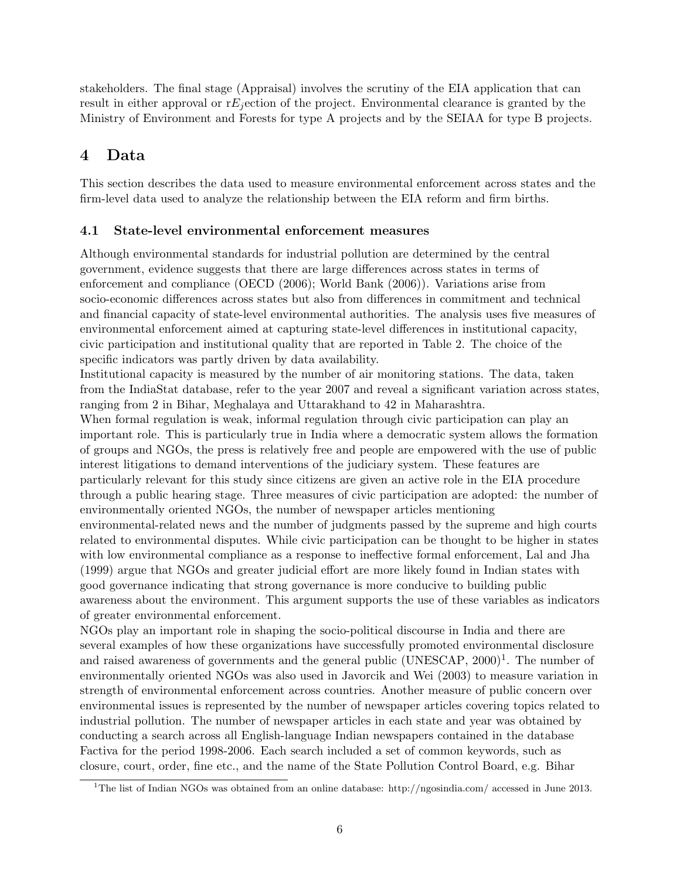stakeholders. The final stage (Appraisal) involves the scrutiny of the EIA application that can result in either approval or r$E_j$ection of the project. Environmental clearance is granted by the Ministry of Environment and Forests for type A projects and by the SEIAA for type B projects.

# 4 Data

This section describes the data used to measure environmental enforcement across states and the firm-level data used to analyze the relationship between the EIA reform and firm births.

## 4.1 State-level environmental enforcement measures

Although environmental standards for industrial pollution are determined by the central government, evidence suggests that there are large differences across states in terms of enforcement and compliance (OECD (2006); World Bank (2006)). Variations arise from socio-economic differences across states but also from differences in commitment and technical and financial capacity of state-level environmental authorities. The analysis uses five measures of environmental enforcement aimed at capturing state-level differences in institutional capacity, civic participation and institutional quality that are reported in Table 2. The choice of the specific indicators was partly driven by data availability.

Institutional capacity is measured by the number of air monitoring stations. The data, taken from the IndiaStat database, refer to the year 2007 and reveal a significant variation across states, ranging from 2 in Bihar, Meghalaya and Uttarakhand to 42 in Maharashtra.

When formal regulation is weak, informal regulation through civic participation can play an important role. This is particularly true in India where a democratic system allows the formation of groups and NGOs, the press is relatively free and people are empowered with the use of public interest litigations to demand interventions of the judiciary system. These features are particularly relevant for this study since citizens are given an active role in the EIA procedure through a public hearing stage. Three measures of civic participation are adopted: the number of environmentally oriented NGOs, the number of newspaper articles mentioning environmental-related news and the number of judgments passed by the supreme and high courts related to environmental disputes. While civic participation can be thought to be higher in states with low environmental compliance as a response to ineffective formal enforcement, Lal and Jha (1999) argue that NGOs and greater judicial effort are more likely found in Indian states with good governance indicating that strong governance is more conducive to building public awareness about the environment. This argument supports the use of these variables as indicators of greater environmental enforcement.

NGOs play an important role in shaping the socio-political discourse in India and there are several examples of how these organizations have successfully promoted environmental disclosure and raised awareness of governments and the general public (UNESCAP, 2000)[1]. The number of environmentally oriented NGOs was also used in Javorcik and Wei (2003) to measure variation in strength of environmental enforcement across countries. Another measure of public concern over environmental issues is represented by the number of newspaper articles covering topics related to industrial pollution. The number of newspaper articles in each state and year was obtained by conducting a search across all English-language Indian newspapers contained in the database Factiva for the period 1998-2006. Each search included a set of common keywords, such as closure, court, order, fine etc., and the name of the State Pollution Control Board, e.g. Bihar

[1] The list of Indian NGOs was obtained from an online database: http://ngosindia.com/ accessed in June 2013.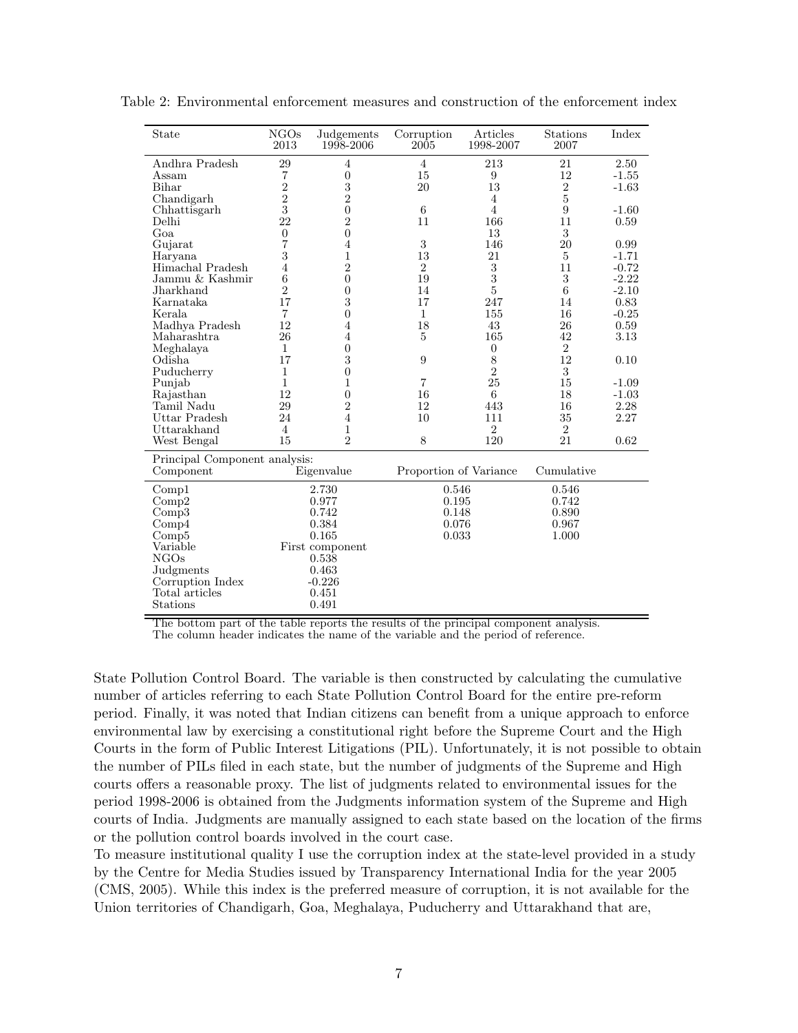Table 2: Environmental enforcement measures and construction of the enforcement index

| State | NGOs 2013 | Judgements 1998-2006 | Corruption 2005 | Articles 1998-2007 | Stations 2007 | Index |
|---|---|---|---|---|---|---|
| Andhra Pradesh | 29 | 4 | 4 | 213 | 21 | 2.50 |
| Assam | 7 | 0 | 15 | 9 | 12 | -1.55 |
| Bihar | 2 | 3 | 20 | 13 | 2 | -1.63 |
| Chandigarh | 2 | 2 | | 4 | 5 | |
| Chhattisgarh | 3 | 0 | 6 | 4 | 9 | -1.60 |
| Delhi | 22 | 2 | 11 | 166 | 11 | 0.59 |
| Goa | 0 | 0 | | 13 | 3 | |
| Gujarat | 7 | 4 | 3 | 146 | 20 | 0.99 |
| Haryana | 3 | 1 | 13 | 21 | 5 | -1.71 |
| Himachal Pradesh | 4 | 2 | 2 | 3 | 11 | -0.72 |
| Jammu & Kashmir | 6 | 0 | 19 | 3 | 3 | -2.22 |
| Jharkhand | 2 | 0 | 14 | 5 | 6 | -2.10 |
| Karnataka | 17 | 3 | 17 | 247 | 14 | 0.83 |
| Kerala | 7 | 0 | 1 | 155 | 16 | -0.25 |
| Madhya Pradesh | 12 | 4 | 18 | 43 | 26 | 0.59 |
| Maharashtra | 26 | 4 | 5 | 165 | 42 | 3.13 |
| Meghalaya | 1 | 0 | | 0 | 2 | |
| Odisha | 17 | 3 | 9 | 8 | 12 | 0.10 |
| Puducherry | 1 | 0 | | 2 | 3 | |
| Punjab | 1 | 1 | 7 | 25 | 15 | -1.09 |
| Rajasthan | 12 | 0 | 16 | 6 | 18 | -1.03 |
| Tamil Nadu | 29 | 2 | 12 | 443 | 16 | 2.28 |
| Uttar Pradesh | 24 | 4 | 10 | 111 | 35 | 2.27 |
| Uttarakhand | 4 | 1 | | 2 | 2 | |
| West Bengal | 15 | 2 | 8 | 120 | 21 | 0.62 |

Principal Component analysis:

| Component | Eigenvalue | Proportion of Variance | Cumulative |
|---|---|---|---|
| Comp1 | 2.730 | 0.546 | 0.546 |
| Comp2 | 0.977 | 0.195 | 0.742 |
| Comp3 | 0.742 | 0.148 | 0.890 |
| Comp4 | 0.384 | 0.076 | 0.967 |
| Comp5 | 0.165 | 0.033 | 1.000 |

| Variable | First component |
|---|---|
| NGOs | 0.538 |
| Judgments | 0.463 |
| Corruption Index | -0.226 |
| Total articles | 0.451 |
| Stations | 0.491 |

The bottom part of the table reports the results of the principal component analysis. The column header indicates the name of the variable and the period of reference.

State Pollution Control Board. The variable is then constructed by calculating the cumulative number of articles referring to each State Pollution Control Board for the entire pre-reform period. Finally, it was noted that Indian citizens can benefit from a unique approach to enforce environmental law by exercising a constitutional right before the Supreme Court and the High Courts in the form of Public Interest Litigations (PIL). Unfortunately, it is not possible to obtain the number of PILs filed in each state, but the number of judgments of the Supreme and High courts offers a reasonable proxy. The list of judgments related to environmental issues for the period 1998-2006 is obtained from the Judgments information system of the Supreme and High courts of India. Judgments are manually assigned to each state based on the location of the firms or the pollution control boards involved in the court case.

To measure institutional quality I use the corruption index at the state-level provided in a study by the Centre for Media Studies issued by Transparency International India for the year 2005 (CMS, 2005). While this index is the preferred measure of corruption, it is not available for the Union territories of Chandigarh, Goa, Meghalaya, Puducherry and Uttarakhand that are,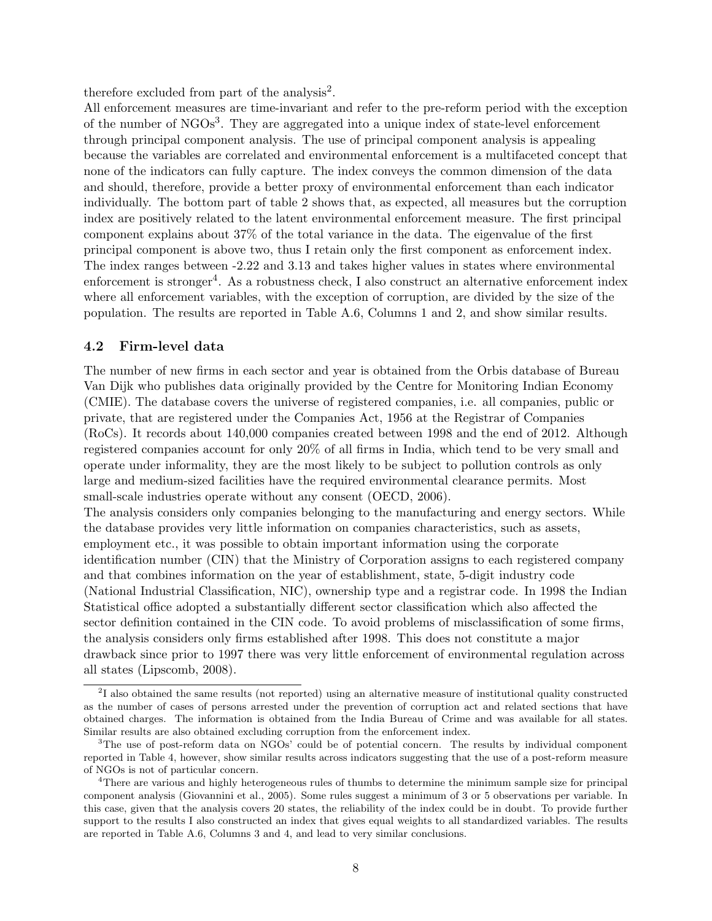therefore excluded from part of the analysis[2].

All enforcement measures are time-invariant and refer to the pre-reform period with the exception of the number of NGOs[3]. They are aggregated into a unique index of state-level enforcement through principal component analysis. The use of principal component analysis is appealing because the variables are correlated and environmental enforcement is a multifaceted concept that none of the indicators can fully capture. The index conveys the common dimension of the data and should, therefore, provide a better proxy of environmental enforcement than each indicator individually. The bottom part of table 2 shows that, as expected, all measures but the corruption index are positively related to the latent environmental enforcement measure. The first principal component explains about 37% of the total variance in the data. The eigenvalue of the first principal component is above two, thus I retain only the first component as enforcement index. The index ranges between -2.22 and 3.13 and takes higher values in states where environmental enforcement is stronger[4]. As a robustness check, I also construct an alternative enforcement index where all enforcement variables, with the exception of corruption, are divided by the size of the population. The results are reported in Table A.6, Columns 1 and 2, and show similar results.

### 4.2 Firm-level data

The number of new firms in each sector and year is obtained from the Orbis database of Bureau Van Dijk who publishes data originally provided by the Centre for Monitoring Indian Economy (CMIE). The database covers the universe of registered companies, i.e. all companies, public or private, that are registered under the Companies Act, 1956 at the Registrar of Companies (RoCs). It records about 140,000 companies created between 1998 and the end of 2012. Although registered companies account for only 20% of all firms in India, which tend to be very small and operate under informality, they are the most likely to be subject to pollution controls as only large and medium-sized facilities have the required environmental clearance permits. Most small-scale industries operate without any consent (OECD, 2006).

The analysis considers only companies belonging to the manufacturing and energy sectors. While the database provides very little information on companies characteristics, such as assets, employment etc., it was possible to obtain important information using the corporate identification number (CIN) that the Ministry of Corporation assigns to each registered company and that combines information on the year of establishment, state, 5-digit industry code (National Industrial Classification, NIC), ownership type and a registrar code. In 1998 the Indian Statistical office adopted a substantially different sector classification which also affected the sector definition contained in the CIN code. To avoid problems of misclassification of some firms, the analysis considers only firms established after 1998. This does not constitute a major drawback since prior to 1997 there was very little enforcement of environmental regulation across all states (Lipscomb, 2008).

[2] I also obtained the same results (not reported) using an alternative measure of institutional quality constructed as the number of cases of persons arrested under the prevention of corruption act and related sections that have obtained charges. The information is obtained from the India Bureau of Crime and was available for all states. Similar results are also obtained excluding corruption from the enforcement index.

[3] The use of post-reform data on NGOs' could be of potential concern. The results by individual component reported in Table 4, however, show similar results across indicators suggesting that the use of a post-reform measure of NGOs is not of particular concern.

[4] There are various and highly heterogeneous rules of thumbs to determine the minimum sample size for principal component analysis (Giovannini et al., 2005). Some rules suggest a minimum of 3 or 5 observations per variable. In this case, given that the analysis covers 20 states, the reliability of the index could be in doubt. To provide further support to the results I also constructed an index that gives equal weights to all standardized variables. The results are reported in Table A.6, Columns 3 and 4, and lead to very similar conclusions.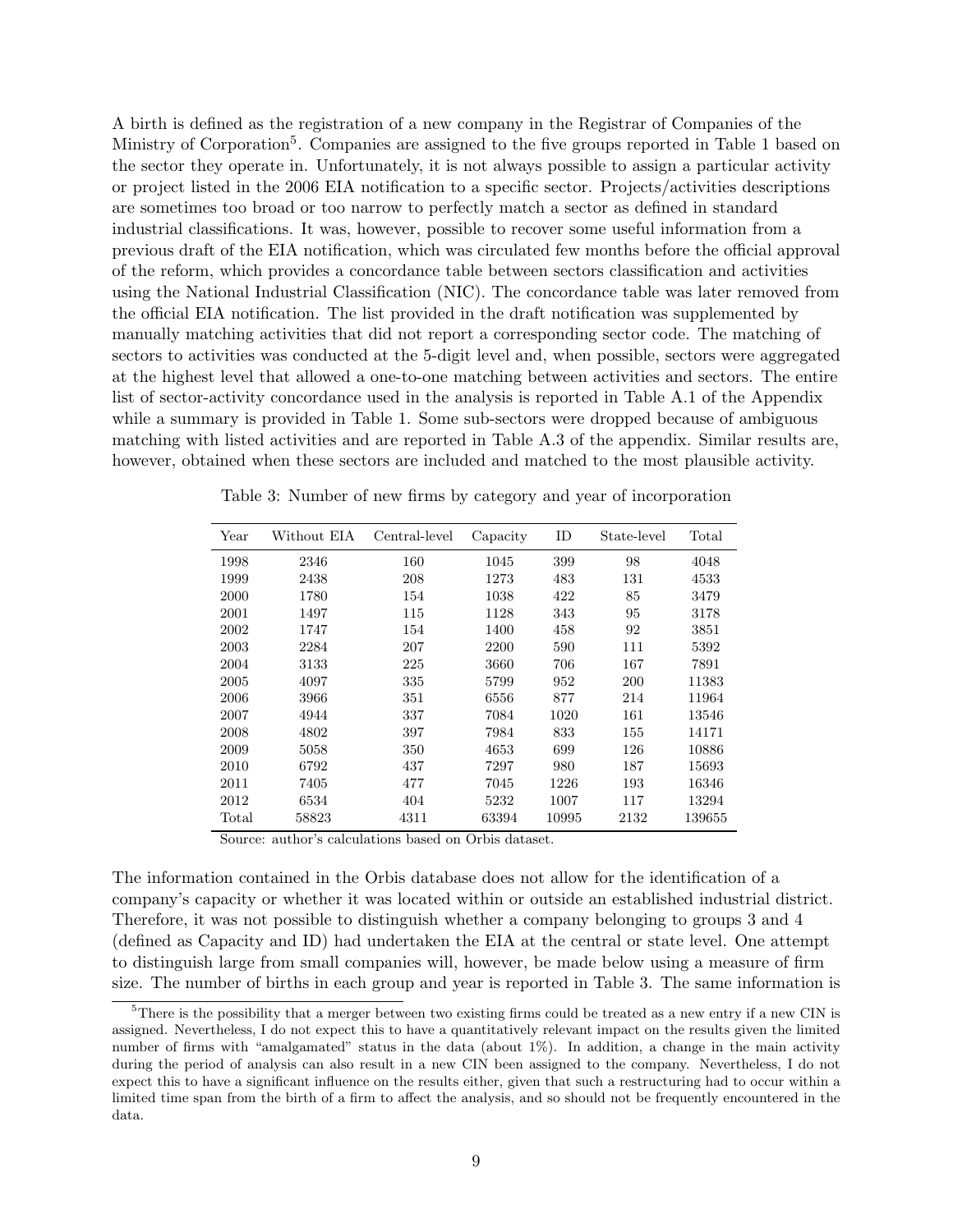A birth is defined as the registration of a new company in the Registrar of Companies of the Ministry of Corporation[5]. Companies are assigned to the five groups reported in Table 1 based on the sector they operate in. Unfortunately, it is not always possible to assign a particular activity or project listed in the 2006 EIA notification to a specific sector. Projects/activities descriptions are sometimes too broad or too narrow to perfectly match a sector as defined in standard industrial classifications. It was, however, possible to recover some useful information from a previous draft of the EIA notification, which was circulated few months before the official approval of the reform, which provides a concordance table between sectors classification and activities using the National Industrial Classification (NIC). The concordance table was later removed from the official EIA notification. The list provided in the draft notification was supplemented by manually matching activities that did not report a corresponding sector code. The matching of sectors to activities was conducted at the 5-digit level and, when possible, sectors were aggregated at the highest level that allowed a one-to-one matching between activities and sectors. The entire list of sector-activity concordance used in the analysis is reported in Table A.1 of the Appendix while a summary is provided in Table 1. Some sub-sectors were dropped because of ambiguous matching with listed activities and are reported in Table A.3 of the appendix. Similar results are, however, obtained when these sectors are included and matched to the most plausible activity.

Table 3: Number of new firms by category and year of incorporation

| Year | Without EIA | Central-level | Capacity | ID | State-level | Total |
|---|---|---|---|---|---|---|
| 1998 | 2346 | 160 | 1045 | 399 | 98 | 4048 |
| 1999 | 2438 | 208 | 1273 | 483 | 131 | 4533 |
| 2000 | 1780 | 154 | 1038 | 422 | 85 | 3479 |
| 2001 | 1497 | 115 | 1128 | 343 | 95 | 3178 |
| 2002 | 1747 | 154 | 1400 | 458 | 92 | 3851 |
| 2003 | 2284 | 207 | 2200 | 590 | 111 | 5392 |
| 2004 | 3133 | 225 | 3660 | 706 | 167 | 7891 |
| 2005 | 4097 | 335 | 5799 | 952 | 200 | 11383 |
| 2006 | 3966 | 351 | 6556 | 877 | 214 | 11964 |
| 2007 | 4944 | 337 | 7084 | 1020 | 161 | 13546 |
| 2008 | 4802 | 397 | 7984 | 833 | 155 | 14171 |
| 2009 | 5058 | 350 | 4653 | 699 | 126 | 10886 |
| 2010 | 6792 | 437 | 7297 | 980 | 187 | 15693 |
| 2011 | 7405 | 477 | 7045 | 1226 | 193 | 16346 |
| 2012 | 6534 | 404 | 5232 | 1007 | 117 | 13294 |
| Total | 58823 | 4311 | 63394 | 10995 | 2132 | 139655 |

Source: author's calculations based on Orbis dataset.

The information contained in the Orbis database does not allow for the identification of a company's capacity or whether it was located within or outside an established industrial district. Therefore, it was not possible to distinguish whether a company belonging to groups 3 and 4 (defined as Capacity and ID) had undertaken the EIA at the central or state level. One attempt to distinguish large from small companies will, however, be made below using a measure of firm size. The number of births in each group and year is reported in Table 3. The same information is

[5] There is the possibility that a merger between two existing firms could be treated as a new entry if a new CIN is assigned. Nevertheless, I do not expect this to have a quantitatively relevant impact on the results given the limited number of firms with "amalgamated" status in the data (about 1%). In addition, a change in the main activity during the period of analysis can also result in a new CIN been assigned to the company. Nevertheless, I do not expect this to have a significant influence on the results either, given that such a restructuring had to occur within a limited time span from the birth of a firm to affect the analysis, and so should not be frequently encountered in the data.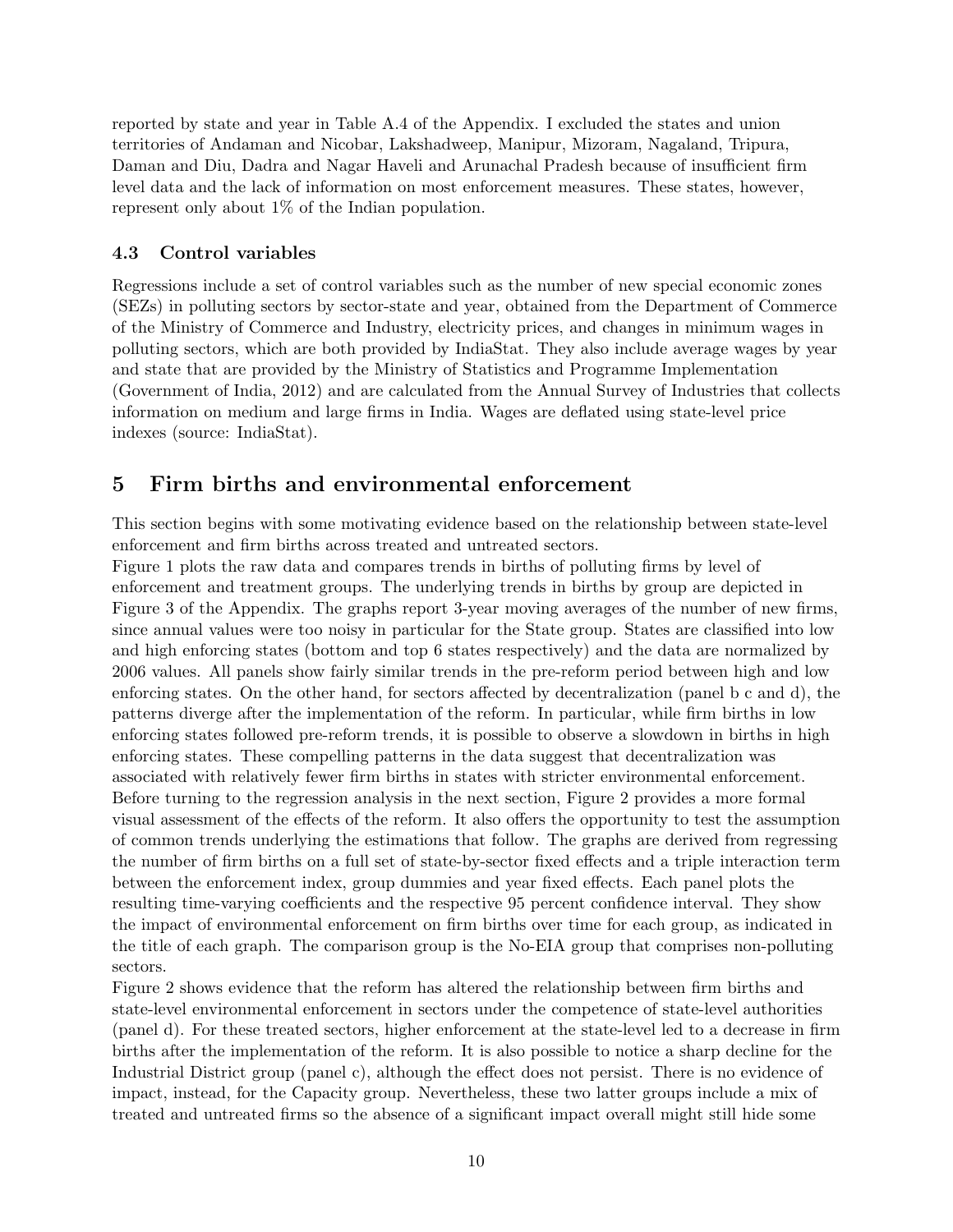reported by state and year in Table A.4 of the Appendix. I excluded the states and union territories of Andaman and Nicobar, Lakshadweep, Manipur, Mizoram, Nagaland, Tripura, Daman and Diu, Dadra and Nagar Haveli and Arunachal Pradesh because of insufficient firm level data and the lack of information on most enforcement measures. These states, however, represent only about 1% of the Indian population.

### 4.3 Control variables

Regressions include a set of control variables such as the number of new special economic zones (SEZs) in polluting sectors by sector-state and year, obtained from the Department of Commerce of the Ministry of Commerce and Industry, electricity prices, and changes in minimum wages in polluting sectors, which are both provided by IndiaStat. They also include average wages by year and state that are provided by the Ministry of Statistics and Programme Implementation (Government of India, 2012) and are calculated from the Annual Survey of Industries that collects information on medium and large firms in India. Wages are deflated using state-level price indexes (source: IndiaStat).

## 5 Firm births and environmental enforcement

This section begins with some motivating evidence based on the relationship between state-level enforcement and firm births across treated and untreated sectors.

Figure 1 plots the raw data and compares trends in births of polluting firms by level of enforcement and treatment groups. The underlying trends in births by group are depicted in Figure 3 of the Appendix. The graphs report 3-year moving averages of the number of new firms, since annual values were too noisy in particular for the State group. States are classified into low and high enforcing states (bottom and top 6 states respectively) and the data are normalized by 2006 values. All panels show fairly similar trends in the pre-reform period between high and low enforcing states. On the other hand, for sectors affected by decentralization (panel b c and d), the patterns diverge after the implementation of the reform. In particular, while firm births in low enforcing states followed pre-reform trends, it is possible to observe a slowdown in births in high enforcing states. These compelling patterns in the data suggest that decentralization was associated with relatively fewer firm births in states with stricter environmental enforcement.

Before turning to the regression analysis in the next section, Figure 2 provides a more formal visual assessment of the effects of the reform. It also offers the opportunity to test the assumption of common trends underlying the estimations that follow. The graphs are derived from regressing the number of firm births on a full set of state-by-sector fixed effects and a triple interaction term between the enforcement index, group dummies and year fixed effects. Each panel plots the resulting time-varying coefficients and the respective 95 percent confidence interval. They show the impact of environmental enforcement on firm births over time for each group, as indicated in the title of each graph. The comparison group is the No-EIA group that comprises non-polluting sectors.

Figure 2 shows evidence that the reform has altered the relationship between firm births and state-level environmental enforcement in sectors under the competence of state-level authorities (panel d). For these treated sectors, higher enforcement at the state-level led to a decrease in firm births after the implementation of the reform. It is also possible to notice a sharp decline for the Industrial District group (panel c), although the effect does not persist. There is no evidence of impact, instead, for the Capacity group. Nevertheless, these two latter groups include a mix of treated and untreated firms so the absence of a significant impact overall might still hide some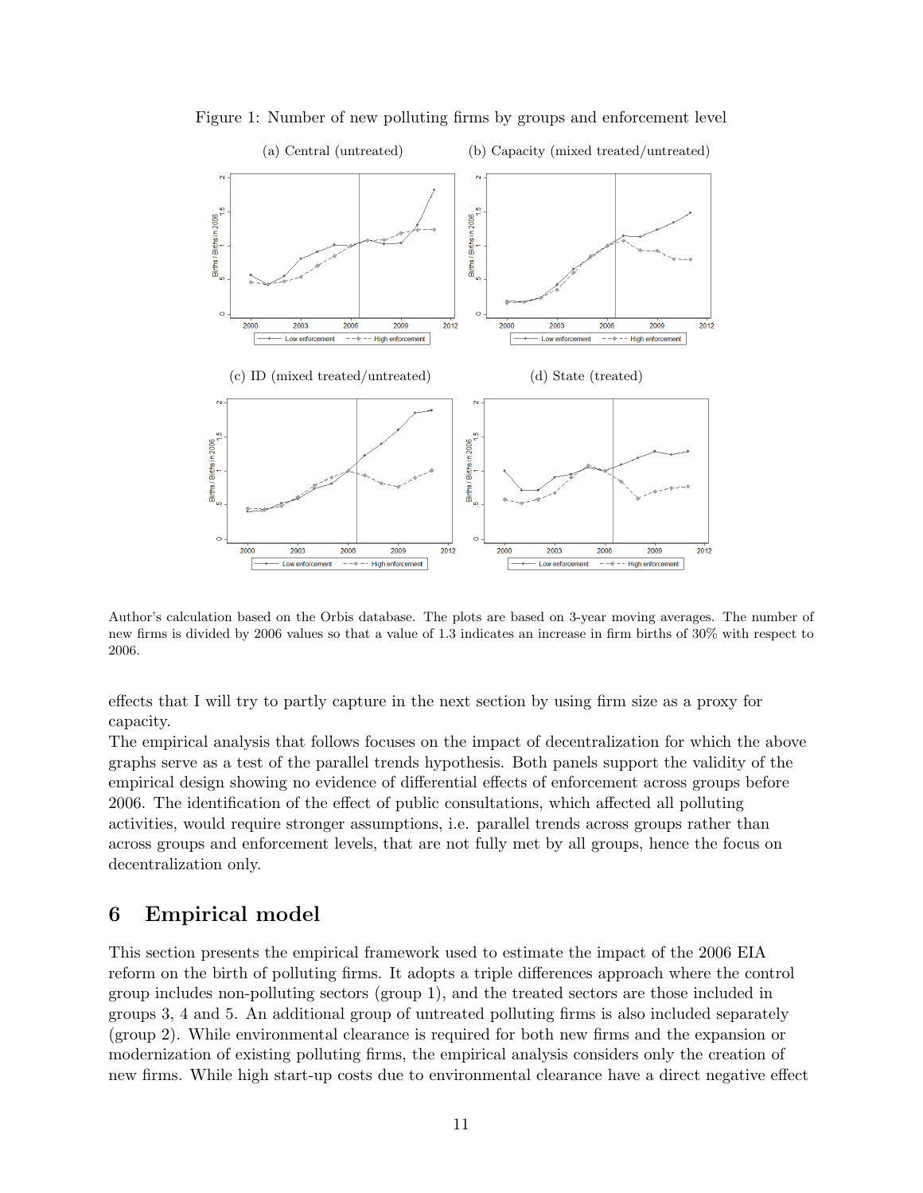Figure 1: Number of new polluting firms by groups and enforcement level

(a) Central (untreated) (b) Capacity (mixed treated/untreated)

(c) ID (mixed treated/untreated) (d) State (treated)

Author's calculation based on the Orbis database. The plots are based on 3-year moving averages. The number of new firms is divided by 2006 values so that a value of 1.3 indicates an increase in firm births of 30% with respect to 2006.

effects that I will try to partly capture in the next section by using firm size as a proxy for capacity.

The empirical analysis that follows focuses on the impact of decentralization for which the above graphs serve as a test of the parallel trends hypothesis. Both panels support the validity of the empirical design showing no evidence of differential effects of enforcement across groups before 2006. The identification of the effect of public consultations, which affected all polluting activities, would require stronger assumptions, i.e. parallel trends across groups rather than across groups and enforcement levels, that are not fully met by all groups, hence the focus on decentralization only.

## 6 Empirical model

This section presents the empirical framework used to estimate the impact of the 2006 EIA reform on the birth of polluting firms. It adopts a triple differences approach where the control group includes non-polluting sectors (group 1), and the treated sectors are those included in groups 3, 4 and 5. An additional group of untreated polluting firms is also included separately (group 2). While environmental clearance is required for both new firms and the expansion or modernization of existing polluting firms, the empirical analysis considers only the creation of new firms. While high start-up costs due to environmental clearance have a direct negative effect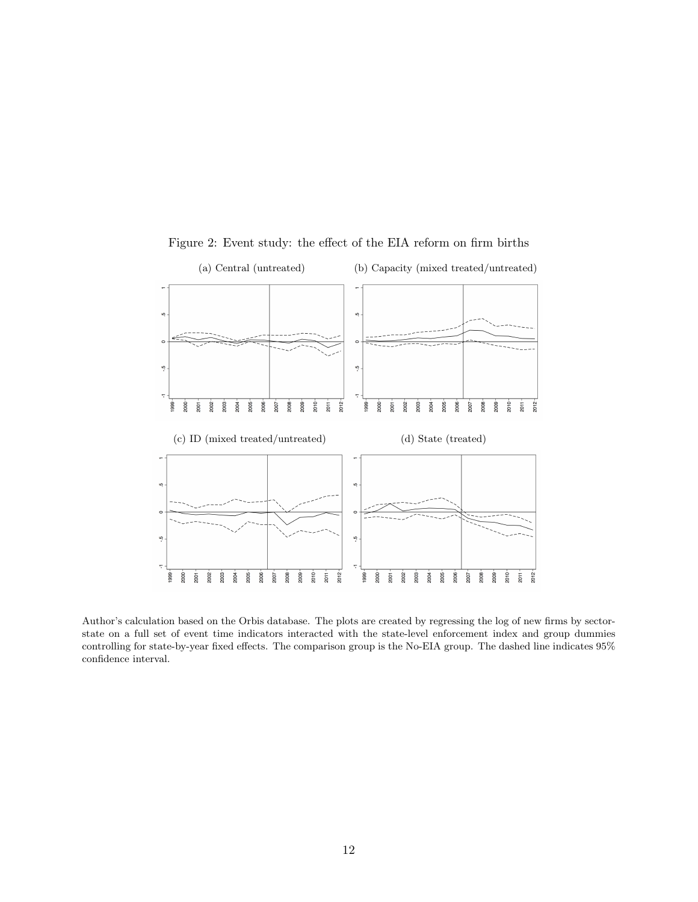Figure 2: Event study: the effect of the EIA reform on firm births

(a) Central (untreated)

(b) Capacity (mixed treated/untreated)

(c) ID (mixed treated/untreated)

(d) State (treated)

Author's calculation based on the Orbis database. The plots are created by regressing the log of new firms by sector-state on a full set of event time indicators interacted with the state-level enforcement index and group dummies controlling for state-by-year fixed effects. The comparison group is the No-EIA group. The dashed line indicates 95% confidence interval.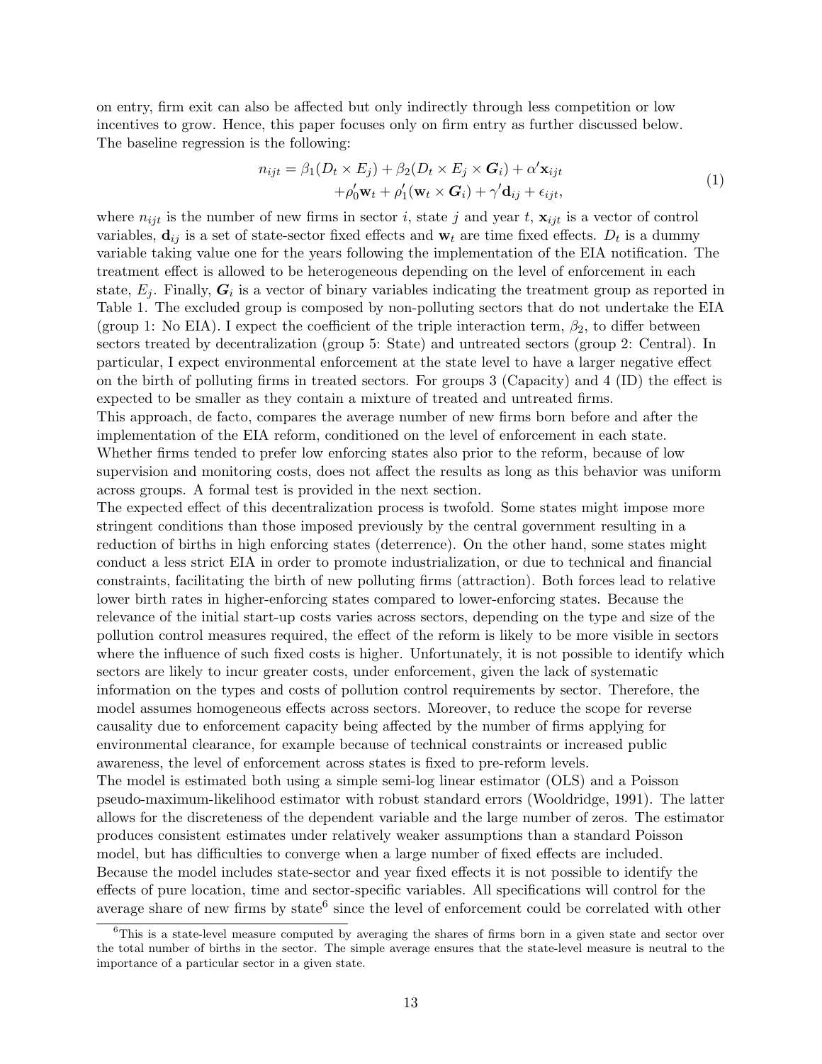on entry, firm exit can also be affected but only indirectly through less competition or low incentives to grow. Hence, this paper focuses only on firm entry as further discussed below. The baseline regression is the following:

$$
\begin{aligned}
n_{ijt} = \beta_1(D_t \times E_j) + \beta_2(D_t \times E_j \times \boldsymbol{G}_i) + \alpha'\mathbf{x}_{ijt} \\
+ \rho_0'\mathbf{w}_t + \rho_1'(\mathbf{w}_t \times \boldsymbol{G}_i) + \gamma'\mathbf{d}_{ij} + \epsilon_{ijt},
\end{aligned}
\tag{1}
$$

where $n_{ijt}$ is the number of new firms in sector $i$, state $j$ and year $t$, $\mathbf{x}_{ijt}$ is a vector of control variables, $\mathbf{d}_{ij}$ is a set of state-sector fixed effects and $\mathbf{w}_t$ are time fixed effects. $D_t$ is a dummy variable taking value one for the years following the implementation of the EIA notification. The treatment effect is allowed to be heterogeneous depending on the level of enforcement in each state, $E_j$. Finally, $\boldsymbol{G}_i$ is a vector of binary variables indicating the treatment group as reported in Table 1. The excluded group is composed by non-polluting sectors that do not undertake the EIA (group 1: No EIA). I expect the coefficient of the triple interaction term, $\beta_2$, to differ between sectors treated by decentralization (group 5: State) and untreated sectors (group 2: Central). In particular, I expect environmental enforcement at the state level to have a larger negative effect on the birth of polluting firms in treated sectors. For groups 3 (Capacity) and 4 (ID) the effect is expected to be smaller as they contain a mixture of treated and untreated firms.

This approach, de facto, compares the average number of new firms born before and after the implementation of the EIA reform, conditioned on the level of enforcement in each state. Whether firms tended to prefer low enforcing states also prior to the reform, because of low supervision and monitoring costs, does not affect the results as long as this behavior was uniform across groups. A formal test is provided in the next section.

The expected effect of this decentralization process is twofold. Some states might impose more stringent conditions than those imposed previously by the central government resulting in a reduction of births in high enforcing states (deterrence). On the other hand, some states might conduct a less strict EIA in order to promote industrialization, or due to technical and financial constraints, facilitating the birth of new polluting firms (attraction). Both forces lead to relative lower birth rates in higher-enforcing states compared to lower-enforcing states. Because the relevance of the initial start-up costs varies across sectors, depending on the type and size of the pollution control measures required, the effect of the reform is likely to be more visible in sectors where the influence of such fixed costs is higher. Unfortunately, it is not possible to identify which sectors are likely to incur greater costs, under enforcement, given the lack of systematic information on the types and costs of pollution control requirements by sector. Therefore, the model assumes homogeneous effects across sectors. Moreover, to reduce the scope for reverse causality due to enforcement capacity being affected by the number of firms applying for environmental clearance, for example because of technical constraints or increased public awareness, the level of enforcement across states is fixed to pre-reform levels.

The model is estimated both using a simple semi-log linear estimator (OLS) and a Poisson pseudo-maximum-likelihood estimator with robust standard errors (Wooldridge, 1991). The latter allows for the discreteness of the dependent variable and the large number of zeros. The estimator produces consistent estimates under relatively weaker assumptions than a standard Poisson model, but has difficulties to converge when a large number of fixed effects are included. Because the model includes state-sector and year fixed effects it is not possible to identify the effects of pure location, time and sector-specific variables. All specifications will control for the average share of new firms by state[6] since the level of enforcement could be correlated with other

[6] This is a state-level measure computed by averaging the shares of firms born in a given state and sector over the total number of births in the sector. The simple average ensures that the state-level measure is neutral to the importance of a particular sector in a given state.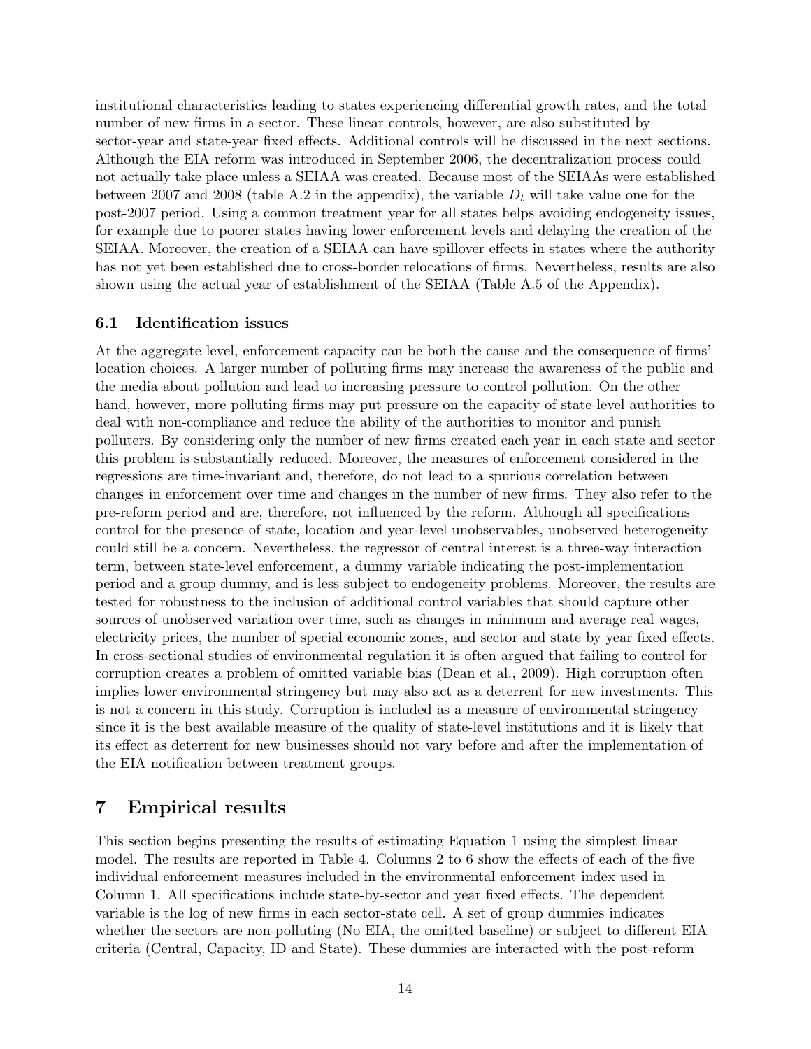institutional characteristics leading to states experiencing differential growth rates, and the total number of new firms in a sector. These linear controls, however, are also substituted by sector-year and state-year fixed effects. Additional controls will be discussed in the next sections. Although the EIA reform was introduced in September 2006, the decentralization process could not actually take place unless a SEIAA was created. Because most of the SEIAAs were established between 2007 and 2008 (table A.2 in the appendix), the variable $D_t$ will take value one for the post-2007 period. Using a common treatment year for all states helps avoiding endogeneity issues, for example due to poorer states having lower enforcement levels and delaying the creation of the SEIAA. Moreover, the creation of a SEIAA can have spillover effects in states where the authority has not yet been established due to cross-border relocations of firms. Nevertheless, results are also shown using the actual year of establishment of the SEIAA (Table A.5 of the Appendix).

### 6.1 Identification issues

At the aggregate level, enforcement capacity can be both the cause and the consequence of firms' location choices. A larger number of polluting firms may increase the awareness of the public and the media about pollution and lead to increasing pressure to control pollution. On the other hand, however, more polluting firms may put pressure on the capacity of state-level authorities to deal with non-compliance and reduce the ability of the authorities to monitor and punish polluters. By considering only the number of new firms created each year in each state and sector this problem is substantially reduced. Moreover, the measures of enforcement considered in the regressions are time-invariant and, therefore, do not lead to a spurious correlation between changes in enforcement over time and changes in the number of new firms. They also refer to the pre-reform period and are, therefore, not influenced by the reform. Although all specifications control for the presence of state, location and year-level unobservables, unobserved heterogeneity could still be a concern. Nevertheless, the regressor of central interest is a three-way interaction term, between state-level enforcement, a dummy variable indicating the post-implementation period and a group dummy, and is less subject to endogeneity problems. Moreover, the results are tested for robustness to the inclusion of additional control variables that should capture other sources of unobserved variation over time, such as changes in minimum and average real wages, electricity prices, the number of special economic zones, and sector and state by year fixed effects. In cross-sectional studies of environmental regulation it is often argued that failing to control for corruption creates a problem of omitted variable bias (Dean et al., 2009). High corruption often implies lower environmental stringency but may also act as a deterrent for new investments. This is not a concern in this study. Corruption is included as a measure of environmental stringency since it is the best available measure of the quality of state-level institutions and it is likely that its effect as deterrent for new businesses should not vary before and after the implementation of the EIA notification between treatment groups.

## 7 Empirical results

This section begins presenting the results of estimating Equation 1 using the simplest linear model. The results are reported in Table 4. Columns 2 to 6 show the effects of each of the five individual enforcement measures included in the environmental enforcement index used in Column 1. All specifications include state-by-sector and year fixed effects. The dependent variable is the log of new firms in each sector-state cell. A set of group dummies indicates whether the sectors are non-polluting (No EIA, the omitted baseline) or subject to different EIA criteria (Central, Capacity, ID and State). These dummies are interacted with the post-reform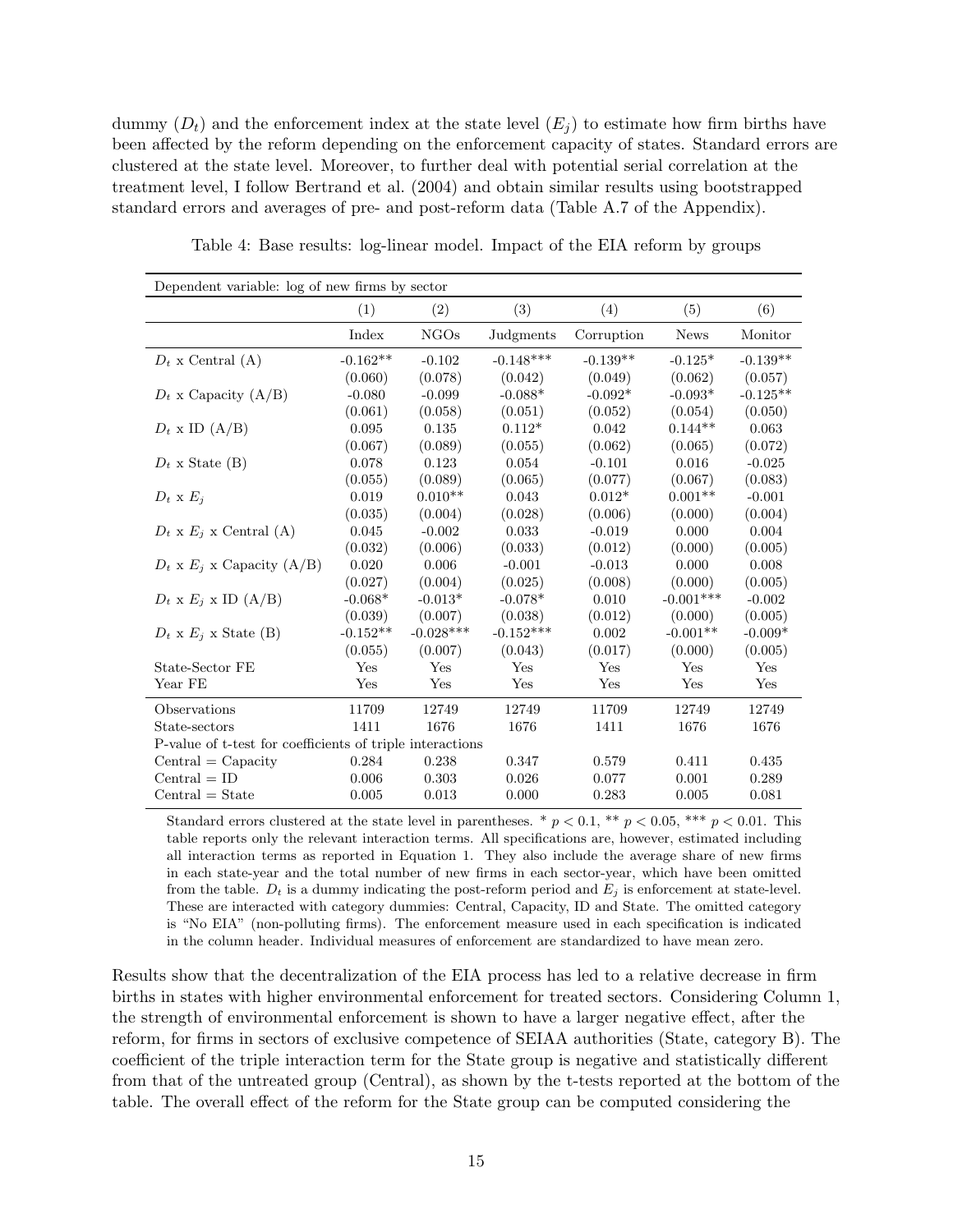dummy ($D_t$) and the enforcement index at the state level ($E_j$) to estimate how firm births have been affected by the reform depending on the enforcement capacity of states. Standard errors are clustered at the state level. Moreover, to further deal with potential serial correlation at the treatment level, I follow Bertrand et al. (2004) and obtain similar results using bootstrapped standard errors and averages of pre- and post-reform data (Table A.7 of the Appendix).

Table 4: Base results: log-linear model. Impact of the EIA reform by groups

| Dependent variable: log of new firms by sector | | | | | | |
|---|---|---|---|---|---|---|
| | (1) | (2) | (3) | (4) | (5) | (6) |
| | Index | NGOs | Judgments | Corruption | News | Monitor |
| $D_t$ x Central (A) | -0.162** | -0.102 | -0.148*** | -0.139** | -0.125* | -0.139** |
| | (0.060) | (0.078) | (0.042) | (0.049) | (0.062) | (0.057) |
| $D_t$ x Capacity (A/B) | -0.080 | -0.099 | -0.088* | -0.092* | -0.093* | -0.125** |
| | (0.061) | (0.058) | (0.051) | (0.052) | (0.054) | (0.050) |
| $D_t$ x ID (A/B) | 0.095 | 0.135 | 0.112* | 0.042 | 0.144** | 0.063 |
| | (0.067) | (0.089) | (0.055) | (0.062) | (0.065) | (0.072) |
| $D_t$ x State (B) | 0.078 | 0.123 | 0.054 | -0.101 | 0.016 | -0.025 |
| | (0.055) | (0.089) | (0.065) | (0.077) | (0.067) | (0.083) |
| $D_t$ x $E_j$ | 0.019 | 0.010** | 0.043 | 0.012* | 0.001** | -0.001 |
| | (0.035) | (0.004) | (0.028) | (0.006) | (0.000) | (0.004) |
| $D_t$ x $E_j$ x Central (A) | 0.045 | -0.002 | 0.033 | -0.019 | 0.000 | 0.004 |
| | (0.032) | (0.006) | (0.033) | (0.012) | (0.000) | (0.005) |
| $D_t$ x $E_j$ x Capacity (A/B) | 0.020 | 0.006 | -0.001 | -0.013 | 0.000 | 0.008 |
| | (0.027) | (0.004) | (0.025) | (0.008) | (0.000) | (0.005) |
| $D_t$ x $E_j$ x ID (A/B) | -0.068* | -0.013* | -0.078* | 0.010 | -0.001*** | -0.002 |
| | (0.039) | (0.007) | (0.038) | (0.012) | (0.000) | (0.005) |
| $D_t$ x $E_j$ x State (B) | -0.152** | -0.028*** | -0.152*** | 0.002 | -0.001** | -0.009* |
| | (0.055) | (0.007) | (0.043) | (0.017) | (0.000) | (0.005) |
| State-Sector FE | Yes | Yes | Yes | Yes | Yes | Yes |
| Year FE | Yes | Yes | Yes | Yes | Yes | Yes |
| Observations | 11709 | 12749 | 12749 | 11709 | 12749 | 12749 |
| State-sectors | 1411 | 1676 | 1676 | 1411 | 1676 | 1676 |
| P-value of t-test for coefficients of triple interactions | | | | | | |
| Central = Capacity | 0.284 | 0.238 | 0.347 | 0.579 | 0.411 | 0.435 |
| Central = ID | 0.006 | 0.303 | 0.026 | 0.077 | 0.001 | 0.289 |
| Central = State | 0.005 | 0.013 | 0.000 | 0.283 | 0.005 | 0.081 |

Standard errors clustered at the state level in parentheses. * $p < 0.1$, ** $p < 0.05$, *** $p < 0.01$. This table reports only the relevant interaction terms. All specifications are, however, estimated including all interaction terms as reported in Equation 1. They also include the average share of new firms in each state-year and the total number of new firms in each sector-year, which have been omitted from the table. $D_t$ is a dummy indicating the post-reform period and $E_j$ is enforcement at state-level. These are interacted with category dummies: Central, Capacity, ID and State. The omitted category is "No EIA" (non-polluting firms). The enforcement measure used in each specification is indicated in the column header. Individual measures of enforcement are standardized to have mean zero.

Results show that the decentralization of the EIA process has led to a relative decrease in firm births in states with higher environmental enforcement for treated sectors. Considering Column 1, the strength of environmental enforcement is shown to have a larger negative effect, after the reform, for firms in sectors of exclusive competence of SEIAA authorities (State, category B). The coefficient of the triple interaction term for the State group is negative and statistically different from that of the untreated group (Central), as shown by the t-tests reported at the bottom of the table. The overall effect of the reform for the State group can be computed considering the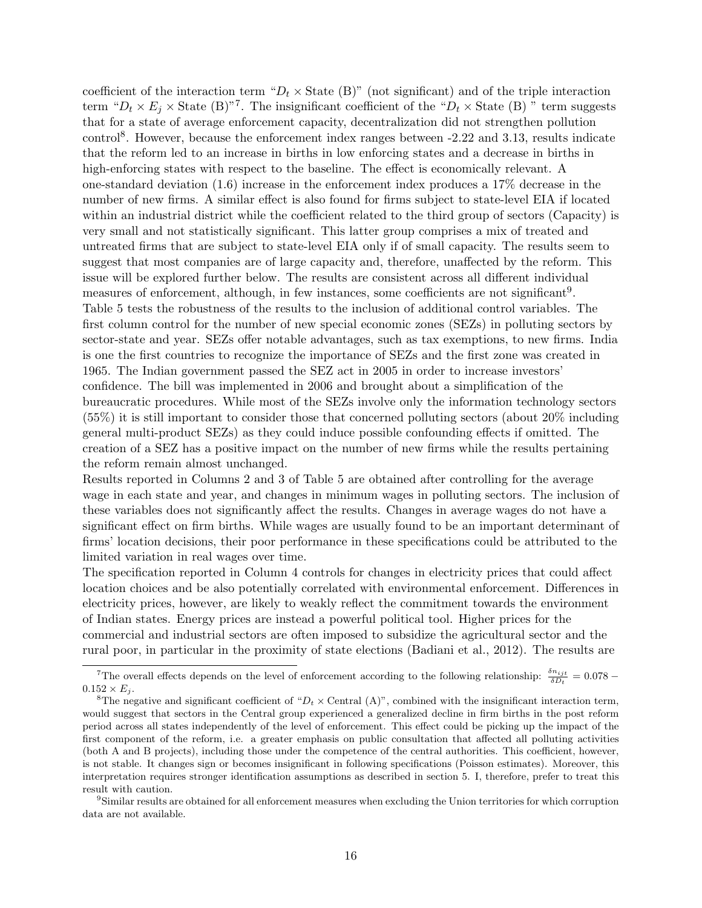coefficient of the interaction term "$D_t \times$ State (B)" (not significant) and of the triple interaction term "$D_t \times E_j \times$ State (B)"[7]. The insignificant coefficient of the "$D_t \times$ State (B) " term suggests that for a state of average enforcement capacity, decentralization did not strengthen pollution control[8]. However, because the enforcement index ranges between -2.22 and 3.13, results indicate that the reform led to an increase in births in low enforcing states and a decrease in births in high-enforcing states with respect to the baseline. The effect is economically relevant. A one-standard deviation (1.6) increase in the enforcement index produces a 17% decrease in the number of new firms. A similar effect is also found for firms subject to state-level EIA if located within an industrial district while the coefficient related to the third group of sectors (Capacity) is very small and not statistically significant. This latter group comprises a mix of treated and untreated firms that are subject to state-level EIA only if of small capacity. The results seem to suggest that most companies are of large capacity and, therefore, unaffected by the reform. This issue will be explored further below. The results are consistent across all different individual measures of enforcement, although, in few instances, some coefficients are not significant[9].

Table 5 tests the robustness of the results to the inclusion of additional control variables. The first column control for the number of new special economic zones (SEZs) in polluting sectors by sector-state and year. SEZs offer notable advantages, such as tax exemptions, to new firms. India is one the first countries to recognize the importance of SEZs and the first zone was created in 1965. The Indian government passed the SEZ act in 2005 in order to increase investors' confidence. The bill was implemented in 2006 and brought about a simplification of the bureaucratic procedures. While most of the SEZs involve only the information technology sectors (55%) it is still important to consider those that concerned polluting sectors (about 20% including general multi-product SEZs) as they could induce possible confounding effects if omitted. The creation of a SEZ has a positive impact on the number of new firms while the results pertaining the reform remain almost unchanged.

Results reported in Columns 2 and 3 of Table 5 are obtained after controlling for the average wage in each state and year, and changes in minimum wages in polluting sectors. The inclusion of these variables does not significantly affect the results. Changes in average wages do not have a significant effect on firm births. While wages are usually found to be an important determinant of firms' location decisions, their poor performance in these specifications could be attributed to the limited variation in real wages over time.

The specification reported in Column 4 controls for changes in electricity prices that could affect location choices and be also potentially correlated with environmental enforcement. Differences in electricity prices, however, are likely to weakly reflect the commitment towards the environment of Indian states. Energy prices are instead a powerful political tool. Higher prices for the commercial and industrial sectors are often imposed to subsidize the agricultural sector and the rural poor, in particular in the proximity of state elections (Badiani et al., 2012). The results are

[7] The overall effects depends on the level of enforcement according to the following relationship: $\frac{\delta n_{ijt}}{\delta D_t} = 0.078 - 0.152 \times E_j$.

[8] The negative and significant coefficient of "$D_t \times$ Central (A)", combined with the insignificant interaction term, would suggest that sectors in the Central group experienced a generalized decline in firm births in the post reform period across all states independently of the level of enforcement. This effect could be picking up the impact of the first component of the reform, i.e. a greater emphasis on public consultation that affected all polluting activities (both A and B projects), including those under the competence of the central authorities. This coefficient, however, is not stable. It changes sign or becomes insignificant in following specifications (Poisson estimates). Moreover, this interpretation requires stronger identification assumptions as described in section 5. I, therefore, prefer to treat this result with caution.

[9] Similar results are obtained for all enforcement measures when excluding the Union territories for which corruption data are not available.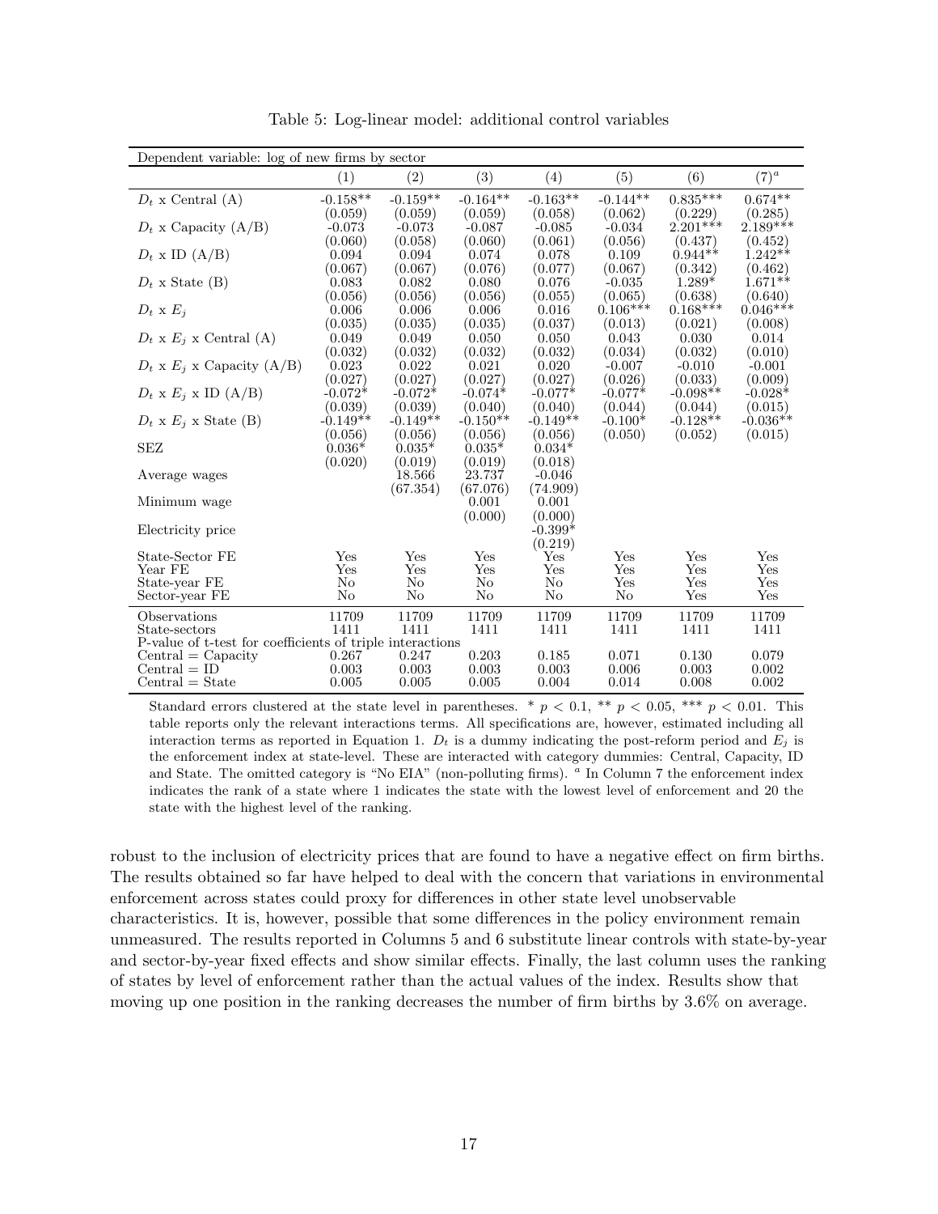Table 5: Log-linear model: additional control variables

| Dependent variable: log of new firms by sector | | | | | | | |
|---|---|---|---|---|---|---|---|
| | (1) | (2) | (3) | (4) | (5) | (6) | (7)[a] |
| $D_t$ x Central (A) | -0.158** | -0.159** | -0.164** | -0.163** | -0.144** | 0.835*** | 0.674** |
| | (0.059) | (0.059) | (0.059) | (0.058) | (0.062) | (0.229) | (0.285) |
| $D_t$ x Capacity (A/B) | -0.073 | -0.073 | -0.087 | -0.085 | -0.034 | 2.201*** | 2.189*** |
| | (0.060) | (0.058) | (0.060) | (0.061) | (0.056) | (0.437) | (0.452) |
| $D_t$ x ID (A/B) | 0.094 | 0.094 | 0.074 | 0.078 | 0.109 | 0.944** | 1.242** |
| | (0.067) | (0.067) | (0.076) | (0.077) | (0.067) | (0.342) | (0.462) |
| $D_t$ x State (B) | 0.083 | 0.082 | 0.080 | 0.076 | -0.035 | 1.289* | 1.671** |
| | (0.056) | (0.056) | (0.056) | (0.055) | (0.065) | (0.638) | (0.640) |
| $D_t$ x $E_j$ | 0.006 | 0.006 | 0.006 | 0.016 | 0.106*** | 0.168*** | 0.046*** |
| | (0.035) | (0.035) | (0.035) | (0.037) | (0.013) | (0.021) | (0.008) |
| $D_t$ x $E_j$ x Central (A) | 0.049 | 0.049 | 0.050 | 0.050 | 0.043 | 0.030 | 0.014 |
| | (0.032) | (0.032) | (0.032) | (0.032) | (0.034) | (0.032) | (0.010) |
| $D_t$ x $E_j$ x Capacity (A/B) | 0.023 | 0.022 | 0.021 | 0.020 | -0.007 | -0.010 | -0.001 |
| | (0.027) | (0.027) | (0.027) | (0.027) | (0.026) | (0.033) | (0.009) |
| $D_t$ x $E_j$ x ID (A/B) | -0.072* | -0.072* | -0.074* | -0.077* | -0.077* | -0.098** | -0.028* |
| | (0.039) | (0.039) | (0.040) | (0.040) | (0.044) | (0.044) | (0.015) |
| $D_t$ x $E_j$ x State (B) | -0.149** | -0.149** | -0.150** | -0.149** | -0.100* | -0.128** | -0.036** |
| | (0.056) | (0.056) | (0.056) | (0.056) | (0.050) | (0.052) | (0.015) |
| SEZ | 0.036* | 0.035* | 0.035* | 0.034* | | | |
| | (0.020) | (0.019) | (0.019) | (0.018) | | | |
| Average wages | | 18.566 | 23.737 | -0.046 | | | |
| | | (67.354) | (67.076) | (74.909) | | | |
| Minimum wage | | | 0.001 | 0.001 | | | |
| | | | (0.000) | (0.000) | | | |
| Electricity price | | | | -0.399* | | | |
| | | | | (0.219) | | | |
| State-Sector FE | Yes | Yes | Yes | Yes | Yes | Yes | Yes |
| Year FE | Yes | Yes | Yes | Yes | Yes | Yes | Yes |
| State-year FE | No | No | No | No | Yes | Yes | Yes |
| Sector-year FE | No | No | No | No | No | Yes | Yes |
| Observations | 11709 | 11709 | 11709 | 11709 | 11709 | 11709 | 11709 |
| State-sectors | 1411 | 1411 | 1411 | 1411 | 1411 | 1411 | 1411 |
| P-value of t-test for coefficients of triple interactions | | | | | | | |
| Central = Capacity | 0.267 | 0.247 | 0.203 | 0.185 | 0.071 | 0.130 | 0.079 |
| Central = ID | 0.003 | 0.003 | 0.003 | 0.003 | 0.006 | 0.003 | 0.002 |
| Central = State | 0.005 | 0.005 | 0.005 | 0.004 | 0.014 | 0.008 | 0.002 |

Standard errors clustered at the state level in parentheses. * $p < 0.1$, ** $p < 0.05$, *** $p < 0.01$. This table reports only the relevant interactions terms. All specifications are, however, estimated including all interaction terms as reported in Equation 1. $D_t$ is a dummy indicating the post-reform period and $E_j$ is the enforcement index at state-level. These are interacted with category dummies: Central, Capacity, ID and State. The omitted category is "No EIA" (non-polluting firms). [a] In Column 7 the enforcement index indicates the rank of a state where 1 indicates the state with the lowest level of enforcement and 20 the state with the highest level of the ranking.

robust to the inclusion of electricity prices that are found to have a negative effect on firm births. The results obtained so far have helped to deal with the concern that variations in environmental enforcement across states could proxy for differences in other state level unobservable characteristics. It is, however, possible that some differences in the policy environment remain unmeasured. The results reported in Columns 5 and 6 substitute linear controls with state-by-year and sector-by-year fixed effects and show similar effects. Finally, the last column uses the ranking of states by level of enforcement rather than the actual values of the index. Results show that moving up one position in the ranking decreases the number of firm births by 3.6% on average.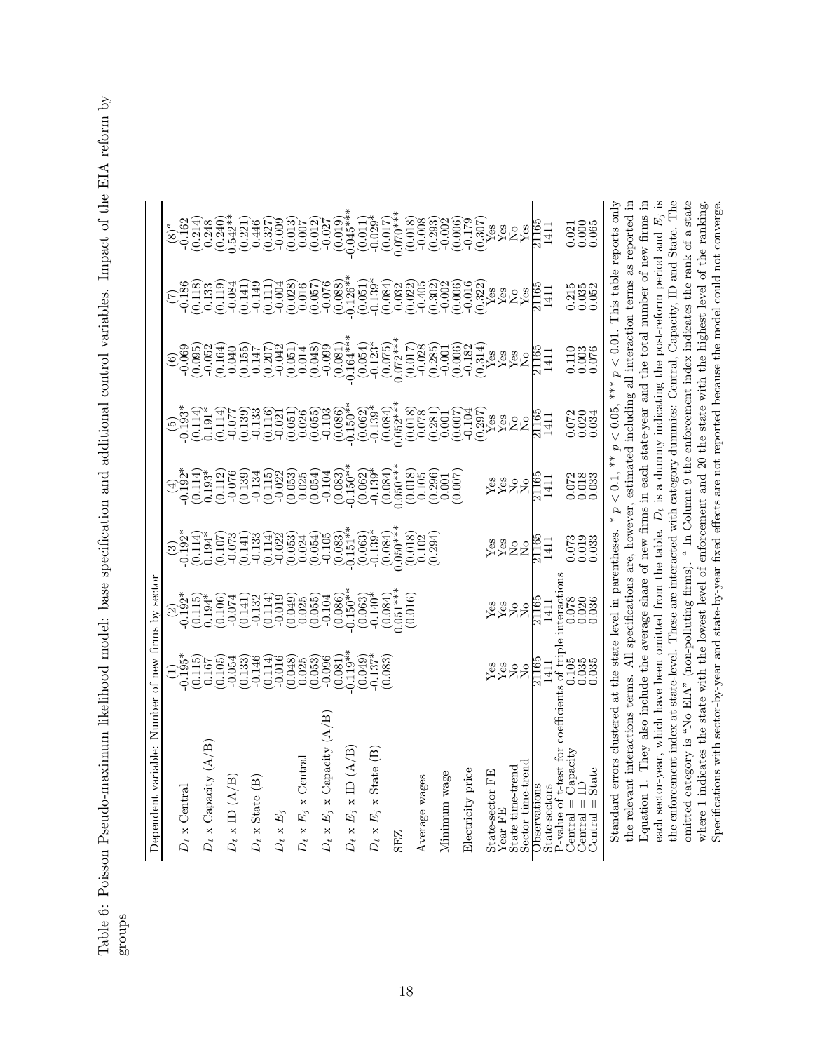Table 6: Poisson Pseudo-maximum likelihood model: base specification and additional control variables. Impact of the EIA reform by groups

| Dependent variable: Number of new firms by sector | (1) | (2) | (3) | (4) | (5) | (6) | (7) | (8)[a] |
|---|---|---|---|---|---|---|---|---|
| $D_t$ x Central | -0.195* | -0.192* | -0.192* | -0.192* | -0.193* | -0.069 | -0.186 | -0.162 |
| | (0.115) | (0.115) | (0.114) | (0.114) | (0.114) | (0.095) | (0.118) | (0.214) |
| $D_t$ x Capacity (A/B) | 0.167 | 0.194* | 0.194* | 0.193* | 0.191* | -0.052 | 0.133 | 0.248 |
| | (0.105) | (0.106) | (0.107) | (0.112) | (0.114) | (0.164) | (0.119) | (0.240) |
| $D_t$ x ID (A/B) | -0.054 | -0.074 | -0.073 | -0.076 | -0.077 | 0.040 | -0.084 | 0.542** |
| | (0.133) | (0.141) | (0.141) | (0.139) | (0.139) | (0.155) | (0.141) | (0.221) |
| $D_t$ x State (B) | -0.146 | -0.132 | -0.133 | -0.134 | -0.133 | 0.147 | -0.149 | 0.446 |
| | (0.114) | (0.114) | (0.114) | (0.115) | (0.116) | (0.207) | (0.111) | (0.327) |
| $D_t$ x $E_j$ | -0.016 | -0.019 | -0.022 | -0.022 | -0.021 | -0.042 | -0.004 | -0.009 |
| | (0.048) | (0.049) | (0.053) | (0.053) | (0.051) | (0.051) | (0.028) | (0.013) |
| $D_t$ x $E_j$ x Central | 0.025 | 0.025 | 0.024 | 0.025 | 0.026 | 0.014 | 0.016 | 0.007 |
| | (0.053) | (0.055) | (0.054) | (0.054) | (0.055) | (0.048) | (0.057) | (0.012) |
| $D_t$ x $E_j$ x Capacity (A/B) | -0.096 | -0.104 | -0.105 | -0.104 | -0.103 | -0.099 | -0.076 | -0.027 |
| | (0.081) | (0.086) | (0.083) | (0.083) | (0.086) | (0.081) | (0.088) | (0.019) |
| $D_t$ x $E_j$ x ID (A/B) | -0.119** | -0.150** | -0.151** | -0.150** | -0.150** | -0.164*** | -0.126** | -0.045*** |
| | (0.049) | (0.063) | (0.063) | (0.062) | (0.062) | (0.054) | (0.051) | (0.011) |
| $D_t$ x $E_j$ x State (B) | -0.137* | -0.140* | -0.139* | -0.139* | -0.139* | -0.123* | -0.139* | -0.029* |
| | (0.083) | (0.084) | (0.084) | (0.084) | (0.084) | (0.075) | (0.084) | (0.017) |
| SEZ | | 0.051*** | 0.050*** | 0.050*** | 0.052*** | 0.072*** | 0.032 | 0.070*** |
| | | (0.016) | (0.018) | (0.018) | (0.018) | (0.017) | (0.022) | (0.018) |
| Average wages | | | 0.102 | 0.105 | 0.078 | -0.028 | -0.405 | -0.008 |
| | | | (0.294) | (0.296) | (0.281) | (0.285) | (0.302) | (0.293) |
| Minimum wage | | | | 0.001 | 0.001 | -0.001 | -0.002 | -0.002 |
| | | | | (0.007) | (0.007) | (0.006) | (0.006) | (0.006) |
| Electricity price | | | | | -0.104 | -0.182 | -0.016 | -0.179 |
| | | | | | (0.297) | (0.314) | (0.322) | (0.307) |
| State-sector FE | Yes | Yes | Yes | Yes | Yes | Yes | Yes | Yes |
| Year FE | Yes | Yes | Yes | Yes | Yes | Yes | Yes | Yes |
| State time-trend | No | No | No | No | No | Yes | No | No |
| Sector time-trend | No | No | No | No | No | No | Yes | Yes |
| Observations | 21165 | 21165 | 21165 | 21165 | 21165 | 21165 | 21165 | 21165 |
| State-sectors | 1411 | 1411 | 1411 | 1411 | 1411 | 1411 | 1411 | 1411 |
| P-value of t-test for coefficients of triple interactions | | | | | | | | |
| Central = Capacity | 0.105 | 0.078 | 0.073 | 0.072 | 0.072 | 0.110 | 0.215 | 0.021 |
| Central = ID | 0.035 | 0.020 | 0.019 | 0.018 | 0.020 | 0.003 | 0.035 | 0.000 |
| Central = State | 0.035 | 0.036 | 0.033 | 0.033 | 0.034 | 0.076 | 0.052 | 0.065 |

Standard errors clustered at the state level in parentheses. * $p < 0.1$, ** $p < 0.05$, *** $p < 0.01$. This table reports only the relevant interactions terms. All specifications are, however, estimated including all interaction terms as reported in Equation 1. They also include the average share of new firms in each state-year and the total number of new firms in each sector-year, which have been omitted from the table. $D_t$ is a dummy indicating the post-reform period and $E_j$ is the enforcement index at state-level. These are interacted with category dummies: Central, Capacity, ID and State. The omitted category is "No EIA" (non-polluting firms). [a] In Column 9 the enforcement index indicates the rank of a state where 1 indicates the state with the lowest level of enforcement and 20 the state with the highest level of the ranking. Specifications with sector-by-year and state-by-year fixed effects are not reported because the model could not converge.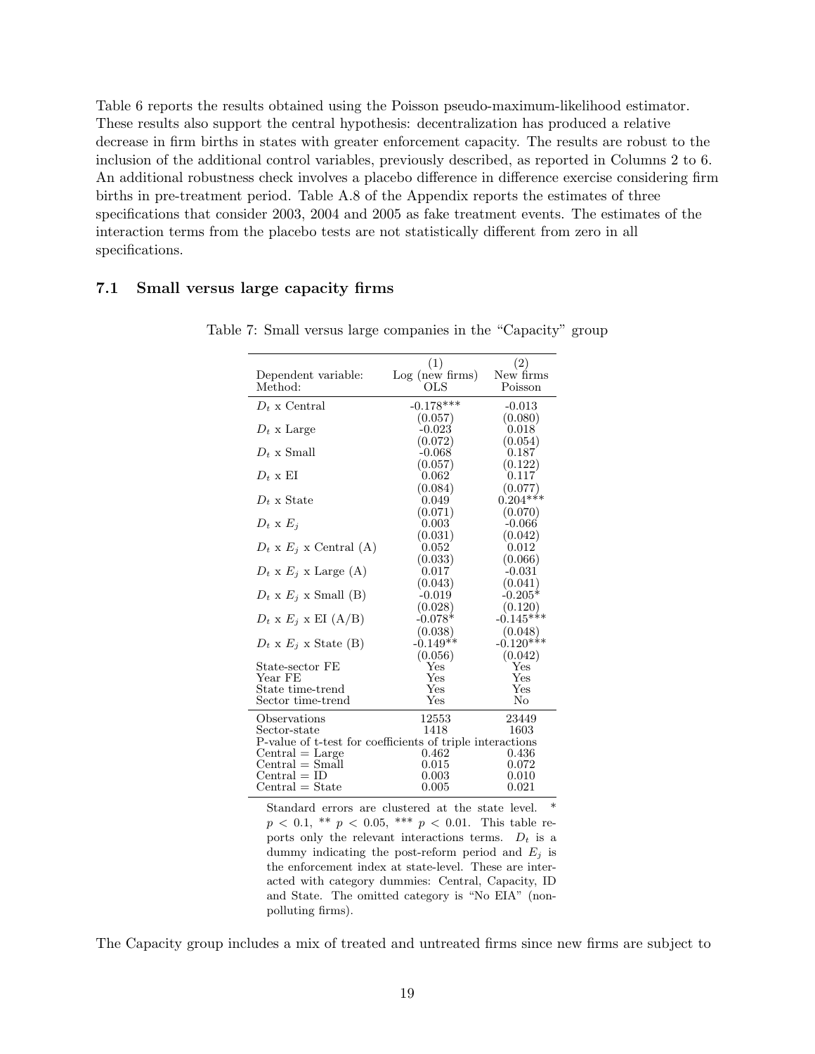Table 6 reports the results obtained using the Poisson pseudo-maximum-likelihood estimator. These results also support the central hypothesis: decentralization has produced a relative decrease in firm births in states with greater enforcement capacity. The results are robust to the inclusion of the additional control variables, previously described, as reported in Columns 2 to 6. An additional robustness check involves a placebo difference in difference exercise considering firm births in pre-treatment period. Table A.8 of the Appendix reports the estimates of three specifications that consider 2003, 2004 and 2005 as fake treatment events. The estimates of the interaction terms from the placebo tests are not statistically different from zero in all specifications.

### 7.1 Small versus large capacity firms

Table 7: Small versus large companies in the "Capacity" group

| | (1) | (2) |
|---|---|---|
| Dependent variable: | Log (new firms) | New firms |
| Method: | OLS | Poisson |
| $D_t$ x Central | -0.178*** | -0.013 |
| | (0.057) | (0.080) |
| $D_t$ x Large | -0.023 | 0.018 |
| | (0.072) | (0.054) |
| $D_t$ x Small | -0.068 | 0.187 |
| | (0.057) | (0.122) |
| $D_t$ x EI | 0.062 | 0.117 |
| | (0.084) | (0.077) |
| $D_t$ x State | 0.049 | 0.204*** |
| | (0.071) | (0.070) |
| $D_t$ x $E_j$ | 0.003 | -0.066 |
| | (0.031) | (0.042) |
| $D_t$ x $E_j$ x Central (A) | 0.052 | 0.012 |
| | (0.033) | (0.066) |
| $D_t$ x $E_j$ x Large (A) | 0.017 | -0.031 |
| | (0.043) | (0.041) |
| $D_t$ x $E_j$ x Small (B) | -0.019 | -0.205* |
| | (0.028) | (0.120) |
| $D_t$ x $E_j$ x EI (A/B) | -0.078* | -0.145*** |
| | (0.038) | (0.048) |
| $D_t$ x $E_j$ x State (B) | -0.149** | -0.120*** |
| | (0.056) | (0.042) |
| State-sector FE | Yes | Yes |
| Year FE | Yes | Yes |
| State time-trend | Yes | Yes |
| Sector time-trend | Yes | No |
| Observations | 12553 | 23449 |
| Sector-state | 1418 | 1603 |
| P-value of t-test for coefficients of triple interactions | | |
| Central = Large | 0.462 | 0.436 |
| Central = Small | 0.015 | 0.072 |
| Central = ID | 0.003 | 0.010 |
| Central = State | 0.005 | 0.021 |

Standard errors are clustered at the state level. * $p < 0.1$, ** $p < 0.05$, *** $p < 0.01$. This table reports only the relevant interactions terms. $D_t$ is a dummy indicating the post-reform period and $E_j$ is the enforcement index at state-level. These are interacted with category dummies: Central, Capacity, ID and State. The omitted category is "No EIA" (non-polluting firms).

The Capacity group includes a mix of treated and untreated firms since new firms are subject to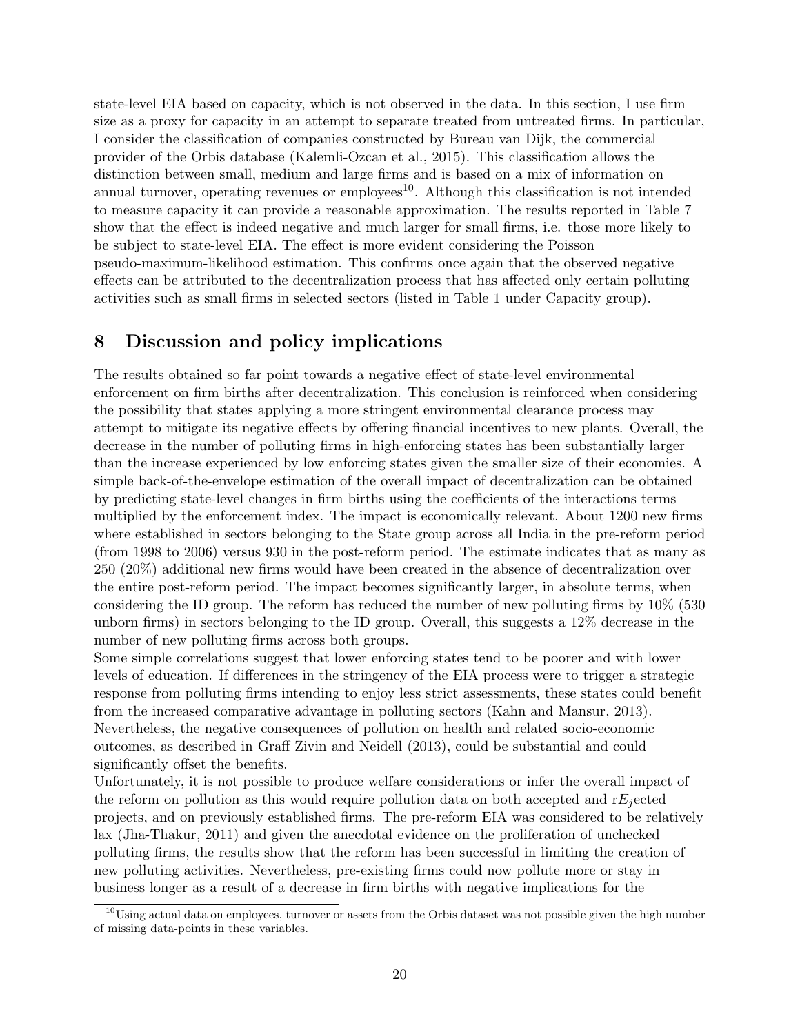state-level EIA based on capacity, which is not observed in the data. In this section, I use firm size as a proxy for capacity in an attempt to separate treated from untreated firms. In particular, I consider the classification of companies constructed by Bureau van Dijk, the commercial provider of the Orbis database (Kalemli-Ozcan et al., 2015). This classification allows the distinction between small, medium and large firms and is based on a mix of information on annual turnover, operating revenues or employees[10]. Although this classification is not intended to measure capacity it can provide a reasonable approximation. The results reported in Table 7 show that the effect is indeed negative and much larger for small firms, i.e. those more likely to be subject to state-level EIA. The effect is more evident considering the Poisson pseudo-maximum-likelihood estimation. This confirms once again that the observed negative effects can be attributed to the decentralization process that has affected only certain polluting activities such as small firms in selected sectors (listed in Table 1 under Capacity group).

## 8 Discussion and policy implications

The results obtained so far point towards a negative effect of state-level environmental enforcement on firm births after decentralization. This conclusion is reinforced when considering the possibility that states applying a more stringent environmental clearance process may attempt to mitigate its negative effects by offering financial incentives to new plants. Overall, the decrease in the number of polluting firms in high-enforcing states has been substantially larger than the increase experienced by low enforcing states given the smaller size of their economies. A simple back-of-the-envelope estimation of the overall impact of decentralization can be obtained by predicting state-level changes in firm births using the coefficients of the interactions terms multiplied by the enforcement index. The impact is economically relevant. About 1200 new firms where established in sectors belonging to the State group across all India in the pre-reform period (from 1998 to 2006) versus 930 in the post-reform period. The estimate indicates that as many as 250 (20%) additional new firms would have been created in the absence of decentralization over the entire post-reform period. The impact becomes significantly larger, in absolute terms, when considering the ID group. The reform has reduced the number of new polluting firms by 10% (530 unborn firms) in sectors belonging to the ID group. Overall, this suggests a 12% decrease in the number of new polluting firms across both groups.

Some simple correlations suggest that lower enforcing states tend to be poorer and with lower levels of education. If differences in the stringency of the EIA process were to trigger a strategic response from polluting firms intending to enjoy less strict assessments, these states could benefit from the increased comparative advantage in polluting sectors (Kahn and Mansur, 2013). Nevertheless, the negative consequences of pollution on health and related socio-economic outcomes, as described in Graff Zivin and Neidell (2013), could be substantial and could significantly offset the benefits.

Unfortunately, it is not possible to produce welfare considerations or infer the overall impact of the reform on pollution as this would require pollution data on both accepted and r$E_j$ected projects, and on previously established firms. The pre-reform EIA was considered to be relatively lax (Jha-Thakur, 2011) and given the anecdotal evidence on the proliferation of unchecked polluting firms, the results show that the reform has been successful in limiting the creation of new polluting activities. Nevertheless, pre-existing firms could now pollute more or stay in business longer as a result of a decrease in firm births with negative implications for the

[10]Using actual data on employees, turnover or assets from the Orbis dataset was not possible given the high number of missing data-points in these variables.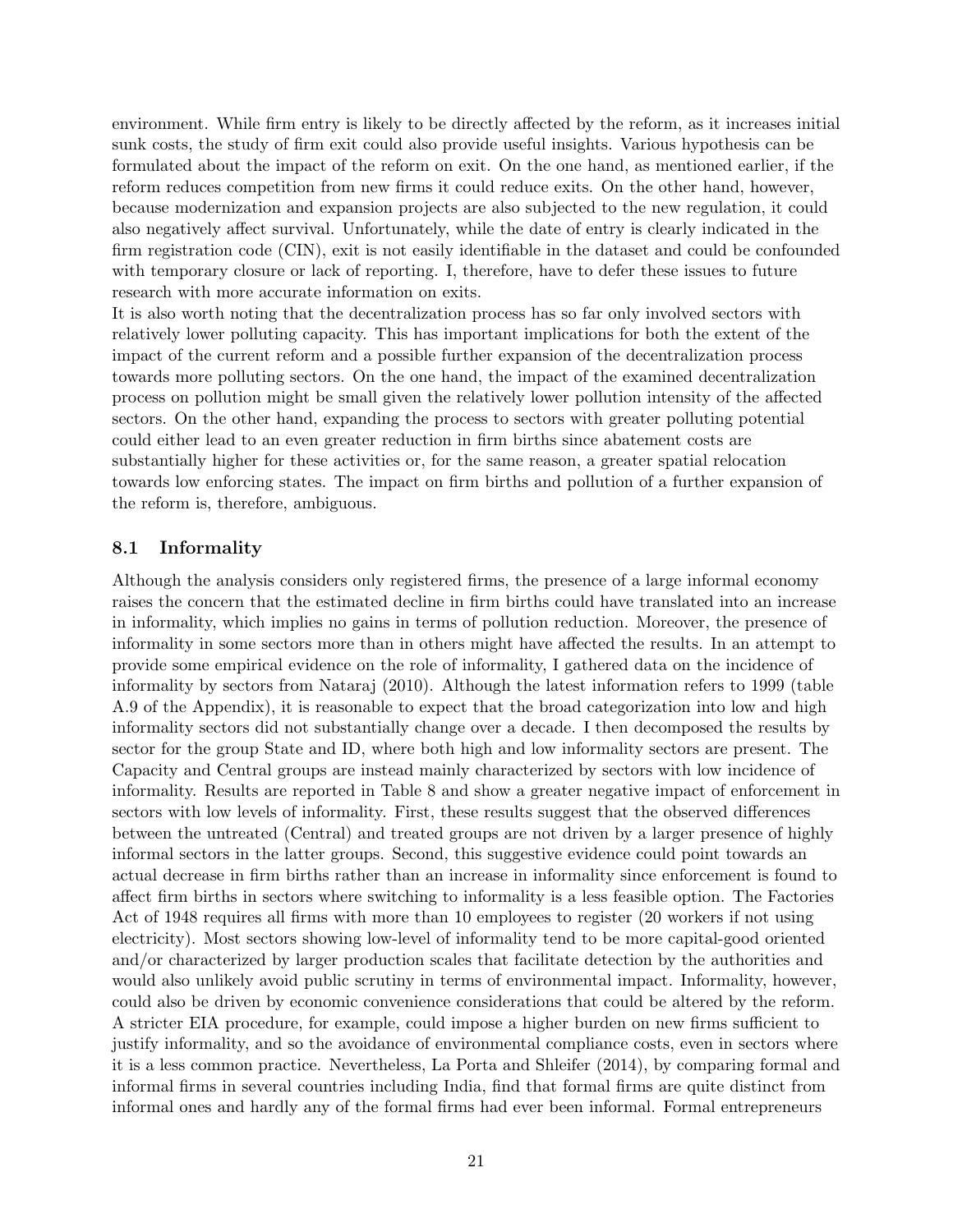environment. While firm entry is likely to be directly affected by the reform, as it increases initial sunk costs, the study of firm exit could also provide useful insights. Various hypothesis can be formulated about the impact of the reform on exit. On the one hand, as mentioned earlier, if the reform reduces competition from new firms it could reduce exits. On the other hand, however, because modernization and expansion projects are also subjected to the new regulation, it could also negatively affect survival. Unfortunately, while the date of entry is clearly indicated in the firm registration code (CIN), exit is not easily identifiable in the dataset and could be confounded with temporary closure or lack of reporting. I, therefore, have to defer these issues to future research with more accurate information on exits.

It is also worth noting that the decentralization process has so far only involved sectors with relatively lower polluting capacity. This has important implications for both the extent of the impact of the current reform and a possible further expansion of the decentralization process towards more polluting sectors. On the one hand, the impact of the examined decentralization process on pollution might be small given the relatively lower pollution intensity of the affected sectors. On the other hand, expanding the process to sectors with greater polluting potential could either lead to an even greater reduction in firm births since abatement costs are substantially higher for these activities or, for the same reason, a greater spatial relocation towards low enforcing states. The impact on firm births and pollution of a further expansion of the reform is, therefore, ambiguous.

## 8.1 Informality

Although the analysis considers only registered firms, the presence of a large informal economy raises the concern that the estimated decline in firm births could have translated into an increase in informality, which implies no gains in terms of pollution reduction. Moreover, the presence of informality in some sectors more than in others might have affected the results. In an attempt to provide some empirical evidence on the role of informality, I gathered data on the incidence of informality by sectors from Nataraj (2010). Although the latest information refers to 1999 (table A.9 of the Appendix), it is reasonable to expect that the broad categorization into low and high informality sectors did not substantially change over a decade. I then decomposed the results by sector for the group State and ID, where both high and low informality sectors are present. The Capacity and Central groups are instead mainly characterized by sectors with low incidence of informality. Results are reported in Table 8 and show a greater negative impact of enforcement in sectors with low levels of informality. First, these results suggest that the observed differences between the untreated (Central) and treated groups are not driven by a larger presence of highly informal sectors in the latter groups. Second, this suggestive evidence could point towards an actual decrease in firm births rather than an increase in informality since enforcement is found to affect firm births in sectors where switching to informality is a less feasible option. The Factories Act of 1948 requires all firms with more than 10 employees to register (20 workers if not using electricity). Most sectors showing low-level of informality tend to be more capital-good oriented and/or characterized by larger production scales that facilitate detection by the authorities and would also unlikely avoid public scrutiny in terms of environmental impact. Informality, however, could also be driven by economic convenience considerations that could be altered by the reform. A stricter EIA procedure, for example, could impose a higher burden on new firms sufficient to justify informality, and so the avoidance of environmental compliance costs, even in sectors where it is a less common practice. Nevertheless, La Porta and Shleifer (2014), by comparing formal and informal firms in several countries including India, find that formal firms are quite distinct from informal ones and hardly any of the formal firms had ever been informal. Formal entrepreneurs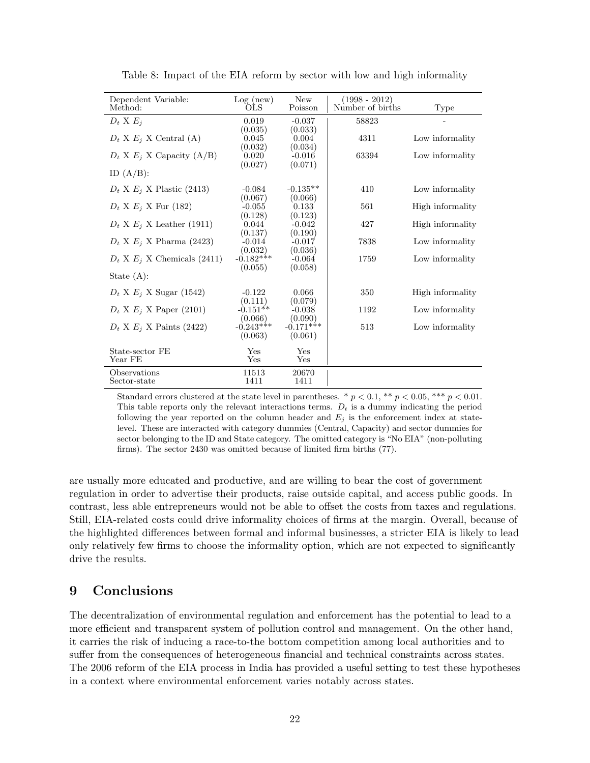Table 8: Impact of the EIA reform by sector with low and high informality

| Dependent Variable:<br>Method: | Log (new)<br>OLS | New<br>Poisson | (1998 - 2012)<br>Number of births | Type |
|---|---|---|---|---|
| $D_t$ X $E_j$ | 0.019<br>(0.035) | -0.037<br>(0.033) | 58823 | - |
| $D_t$ X $E_j$ X Central (A) | 0.045<br>(0.032) | 0.004<br>(0.034) | 4311 | Low informality |
| $D_t$ X $E_j$ X Capacity (A/B) | 0.020<br>(0.027) | -0.016<br>(0.071) | 63394 | Low informality |
| ID (A/B): | | | | |
| $D_t$ X $E_j$ X Plastic (2413) | -0.084<br>(0.067) | -0.135**<br>(0.066) | 410 | Low informality |
| $D_t$ X $E_j$ X Fur (182) | -0.055<br>(0.128) | 0.133<br>(0.123) | 561 | High informality |
| $D_t$ X $E_j$ X Leather (1911) | 0.044<br>(0.137) | -0.042<br>(0.190) | 427 | High informality |
| $D_t$ X $E_j$ X Pharma (2423) | -0.014<br>(0.032) | -0.017<br>(0.036) | 7838 | Low informality |
| $D_t$ X $E_j$ X Chemicals (2411) | -0.182***<br>(0.055) | -0.064<br>(0.058) | 1759 | Low informality |
| State (A): | | | | |
| $D_t$ X $E_j$ X Sugar (1542) | -0.122<br>(0.111) | 0.066<br>(0.079) | 350 | High informality |
| $D_t$ X $E_j$ X Paper (2101) | -0.151**<br>(0.066) | -0.038<br>(0.090) | 1192 | Low informality |
| $D_t$ X $E_j$ X Paints (2422) | -0.243***<br>(0.063) | -0.171***<br>(0.061) | 513 | Low informality |
| State-sector FE | Yes | Yes | | |
| Year FE | Yes | Yes | | |
| Observations | 11513 | 20670 | | |
| Sector-state | 1411 | 1411 | | |

Standard errors clustered at the state level in parentheses. * $p < 0.1$, ** $p < 0.05$, *** $p < 0.01$. This table reports only the relevant interactions terms. $D_t$ is a dummy indicating the period following the year reported on the column header and $E_j$ is the enforcement index at state-level. These are interacted with category dummies (Central, Capacity) and sector dummies for sector belonging to the ID and State category. The omitted category is "No EIA" (non-polluting firms). The sector 2430 was omitted because of limited firm births (77).

are usually more educated and productive, and are willing to bear the cost of government regulation in order to advertise their products, raise outside capital, and access public goods. In contrast, less able entrepreneurs would not be able to offset the costs from taxes and regulations. Still, EIA-related costs could drive informality choices of firms at the margin. Overall, because of the highlighted differences between formal and informal businesses, a stricter EIA is likely to lead only relatively few firms to choose the informality option, which are not expected to significantly drive the results.

## 9 Conclusions

The decentralization of environmental regulation and enforcement has the potential to lead to a more efficient and transparent system of pollution control and management. On the other hand, it carries the risk of inducing a race-to-the bottom competition among local authorities and to suffer from the consequences of heterogeneous financial and technical constraints across states. The 2006 reform of the EIA process in India has provided a useful setting to test these hypotheses in a context where environmental enforcement varies notably across states.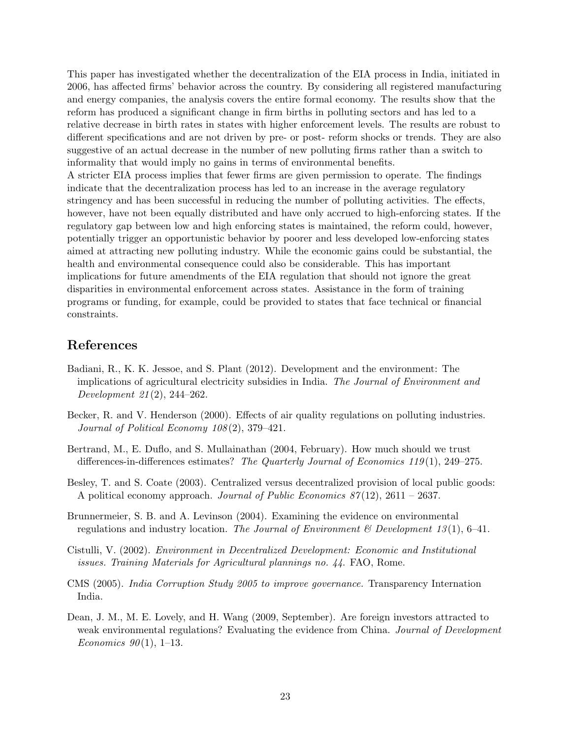This paper has investigated whether the decentralization of the EIA process in India, initiated in 2006, has affected firms' behavior across the country. By considering all registered manufacturing and energy companies, the analysis covers the entire formal economy. The results show that the reform has produced a significant change in firm births in polluting sectors and has led to a relative decrease in birth rates in states with higher enforcement levels. The results are robust to different specifications and are not driven by pre- or post- reform shocks or trends. They are also suggestive of an actual decrease in the number of new polluting firms rather than a switch to informality that would imply no gains in terms of environmental benefits.
A stricter EIA process implies that fewer firms are given permission to operate. The findings indicate that the decentralization process has led to an increase in the average regulatory stringency and has been successful in reducing the number of polluting activities. The effects, however, have not been equally distributed and have only accrued to high-enforcing states. If the regulatory gap between low and high enforcing states is maintained, the reform could, however, potentially trigger an opportunistic behavior by poorer and less developed low-enforcing states aimed at attracting new polluting industry. While the economic gains could be substantial, the health and environmental consequence could also be considerable. This has important implications for future amendments of the EIA regulation that should not ignore the great disparities in environmental enforcement across states. Assistance in the form of training programs or funding, for example, could be provided to states that face technical or financial constraints.

## References

Badiani, R., K. K. Jessoe, and S. Plant (2012). Development and the environment: The implications of agricultural electricity subsidies in India. *The Journal of Environment and Development 21*(2), 244–262.

Becker, R. and V. Henderson (2000). Effects of air quality regulations on polluting industries. *Journal of Political Economy 108*(2), 379–421.

Bertrand, M., E. Duflo, and S. Mullainathan (2004, February). How much should we trust differences-in-differences estimates? *The Quarterly Journal of Economics 119*(1), 249–275.

Besley, T. and S. Coate (2003). Centralized versus decentralized provision of local public goods: A political economy approach. *Journal of Public Economics 87*(12), 2611 – 2637.

Brunnermeier, S. B. and A. Levinson (2004). Examining the evidence on environmental regulations and industry location. *The Journal of Environment & Development 13*(1), 6–41.

Cistulli, V. (2002). *Environment in Decentralized Development: Economic and Institutional issues. Training Materials for Agricultural plannings no. 44.* FAO, Rome.

CMS (2005). *India Corruption Study 2005 to improve governance.* Transparency Internation India.

Dean, J. M., M. E. Lovely, and H. Wang (2009, September). Are foreign investors attracted to weak environmental regulations? Evaluating the evidence from China. *Journal of Development Economics 90*(1), 1–13.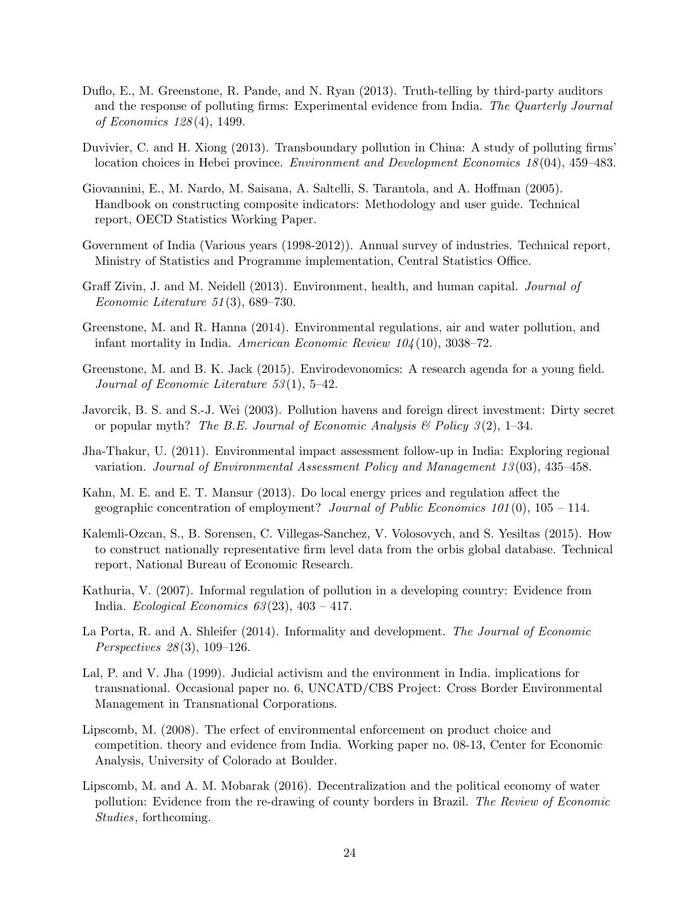Duflo, E., M. Greenstone, R. Pande, and N. Ryan (2013). Truth-telling by third-party auditors and the response of polluting firms: Experimental evidence from India. *The Quarterly Journal of Economics 128*(4), 1499.

Duvivier, C. and H. Xiong (2013). Transboundary pollution in China: A study of polluting firms' location choices in Hebei province. *Environment and Development Economics 18*(04), 459–483.

Giovannini, E., M. Nardo, M. Saisana, A. Saltelli, S. Tarantola, and A. Hoffman (2005). Handbook on constructing composite indicators: Methodology and user guide. Technical report, OECD Statistics Working Paper.

Government of India (Various years (1998-2012)). Annual survey of industries. Technical report, Ministry of Statistics and Programme implementation, Central Statistics Office.

Graff Zivin, J. and M. Neidell (2013). Environment, health, and human capital. *Journal of Economic Literature 51*(3), 689–730.

Greenstone, M. and R. Hanna (2014). Environmental regulations, air and water pollution, and infant mortality in India. *American Economic Review 104*(10), 3038–72.

Greenstone, M. and B. K. Jack (2015). Envirodevonomics: A research agenda for a young field. *Journal of Economic Literature 53*(1), 5–42.

Javorcik, B. S. and S.-J. Wei (2003). Pollution havens and foreign direct investment: Dirty secret or popular myth? *The B.E. Journal of Economic Analysis & Policy 3*(2), 1–34.

Jha-Thakur, U. (2011). Environmental impact assessment follow-up in India: Exploring regional variation. *Journal of Environmental Assessment Policy and Management 13*(03), 435–458.

Kahn, M. E. and E. T. Mansur (2013). Do local energy prices and regulation affect the geographic concentration of employment? *Journal of Public Economics 101*(0), 105 – 114.

Kalemli-Ozcan, S., B. Sorensen, C. Villegas-Sanchez, V. Volosovych, and S. Yesiltas (2015). How to construct nationally representative firm level data from the orbis global database. Technical report, National Bureau of Economic Research.

Kathuria, V. (2007). Informal regulation of pollution in a developing country: Evidence from India. *Ecological Economics 63*(23), 403 – 417.

La Porta, R. and A. Shleifer (2014). Informality and development. *The Journal of Economic Perspectives 28*(3), 109–126.

Lal, P. and V. Jha (1999). Judicial activism and the environment in India. implications for transnational. Occasional paper no. 6, UNCATD/CBS Project: Cross Border Environmental Management in Transnational Corporations.

Lipscomb, M. (2008). The erfect of environmental enforcement on product choice and competition. theory and evidence from India. Working paper no. 08-13, Center for Economic Analysis, University of Colorado at Boulder.

Lipscomb, M. and A. M. Mobarak (2016). Decentralization and the political economy of water pollution: Evidence from the re-drawing of county borders in Brazil. *The Review of Economic Studies*, forthcoming.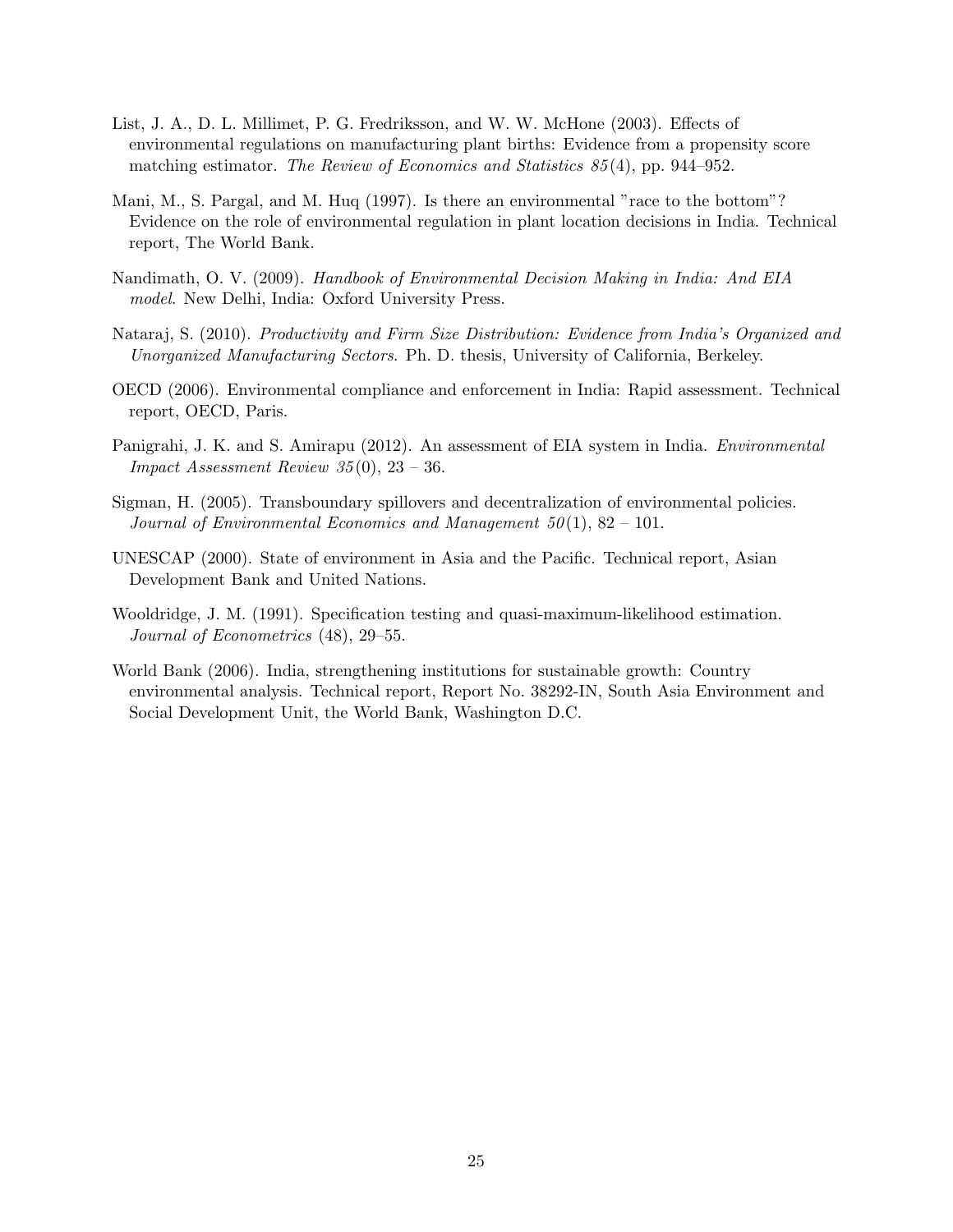List, J. A., D. L. Millimet, P. G. Fredriksson, and W. W. McHone (2003). Effects of environmental regulations on manufacturing plant births: Evidence from a propensity score matching estimator. *The Review of Economics and Statistics 85*(4), pp. 944–952.

Mani, M., S. Pargal, and M. Huq (1997). Is there an environmental "race to the bottom"? Evidence on the role of environmental regulation in plant location decisions in India. Technical report, The World Bank.

Nandimath, O. V. (2009). *Handbook of Environmental Decision Making in India: And EIA model*. New Delhi, India: Oxford University Press.

Nataraj, S. (2010). *Productivity and Firm Size Distribution: Evidence from India's Organized and Unorganized Manufacturing Sectors*. Ph. D. thesis, University of California, Berkeley.

OECD (2006). Environmental compliance and enforcement in India: Rapid assessment. Technical report, OECD, Paris.

Panigrahi, J. K. and S. Amirapu (2012). An assessment of EIA system in India. *Environmental Impact Assessment Review 35*(0), 23 – 36.

Sigman, H. (2005). Transboundary spillovers and decentralization of environmental policies. *Journal of Environmental Economics and Management 50*(1), 82 – 101.

UNESCAP (2000). State of environment in Asia and the Pacific. Technical report, Asian Development Bank and United Nations.

Wooldridge, J. M. (1991). Specification testing and quasi-maximum-likelihood estimation. *Journal of Econometrics* (48), 29–55.

World Bank (2006). India, strengthening institutions for sustainable growth: Country environmental analysis. Technical report, Report No. 38292-IN, South Asia Environment and Social Development Unit, the World Bank, Washington D.C.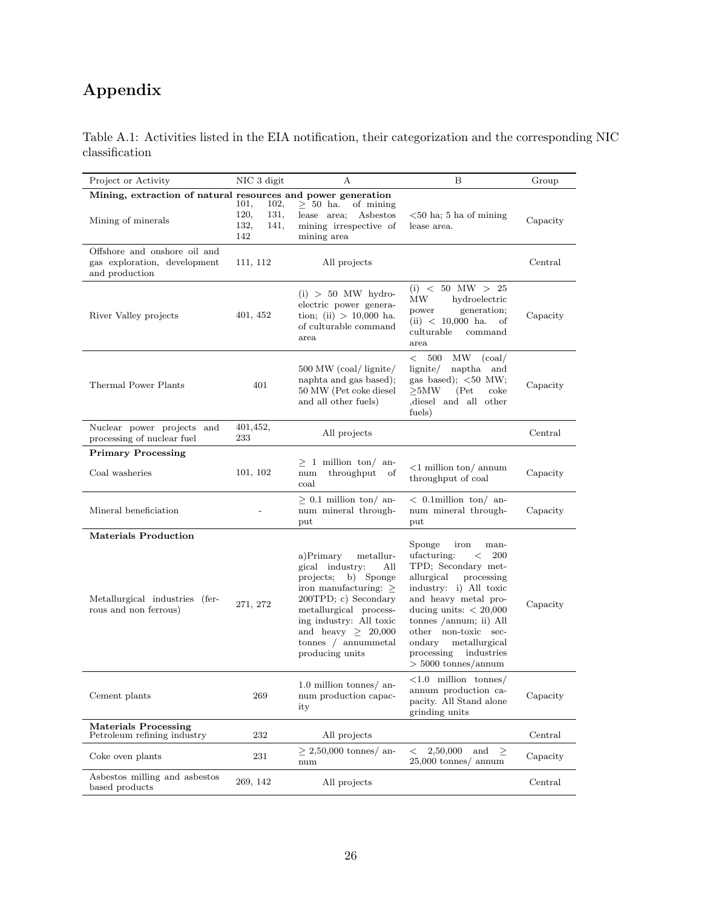# Appendix

Table A.1: Activities listed in the EIA notification, their categorization and the corresponding NIC classification

| Project or Activity | NIC 3 digit | A | B | Group |
|---|---|---|---|---|
| **Mining, extraction of natural resources and power generation** | | | | |
| Mining of minerals | 101, 102, 120, 131, 132, 141, 142 | $\geq$ 50 ha. of mining lease area; Asbestos mining irrespective of mining area | <50 ha; 5 ha of mining lease area. | Capacity |
| Offshore and onshore oil and gas exploration, development and production | 111, 112 | All projects | | Central |
| River Valley projects | 401, 452 | (i) > 50 MW hydro-electric power generation; (ii) > 10,000 ha. of culturable command area | (i) < 50 MW > 25 MW hydroelectric power generation; (ii) < 10,000 ha. of culturable command area | Capacity |
| Thermal Power Plants | 401 | 500 MW (coal/ lignite/ naphta and gas based); 50 MW (Pet coke diesel and all other fuels) | < 500 MW (coal/ lignite/ naptha and gas based); <50 MW; $\geq$5MW (Pet coke ,diesel and all other fuels) | Capacity |
| Nuclear power projects and processing of nuclear fuel | 401,452, 233 | All projects | | Central |
| **Primary Processing** | | | | |
| Coal washeries | 101, 102 | $\geq$ 1 million ton/ annum throughput of coal | <1 million ton/ annum throughput of coal | Capacity |
| Mineral beneficiation | - | $\geq$ 0.1 million ton/ annum mineral throughput | < 0.1million ton/ annum mineral throughput | Capacity |
| **Materials Production** | | | | |
| Metallurgical industries (ferrous and non ferrous) | 271, 272 | a)Primary metallurgical industry: All projects; b) Sponge iron manufacturing: $\geq$ 200TPD; c) Secondary metallurgical processing industry: All toxic and heavy $\geq$ 20,000 tonnes / annummetal producing units | Sponge iron manufacturing: < 200 TPD; Secondary metallurgical processing industry: i) All toxic and heavy metal producing units: < 20,000 tonnes /annum; ii) All other non-toxic secondary metallurgical processing industries > 5000 tonnes/annum | Capacity |
| Cement plants | 269 | 1.0 million tonnes/ annum production capacity | <1.0 million tonnes/ annum production capacity. All Stand alone grinding units | Capacity |
| **Materials Processing** | | | | |
| Petroleum refining industry | 232 | All projects | | Central |
| Coke oven plants | 231 | $\geq$ 2,50,000 tonnes/ annum | < 2,50,000 and $\geq$ 25,000 tonnes/ annum | Capacity |
| Asbestos milling and asbestos based products | 269, 142 | All projects | | Central |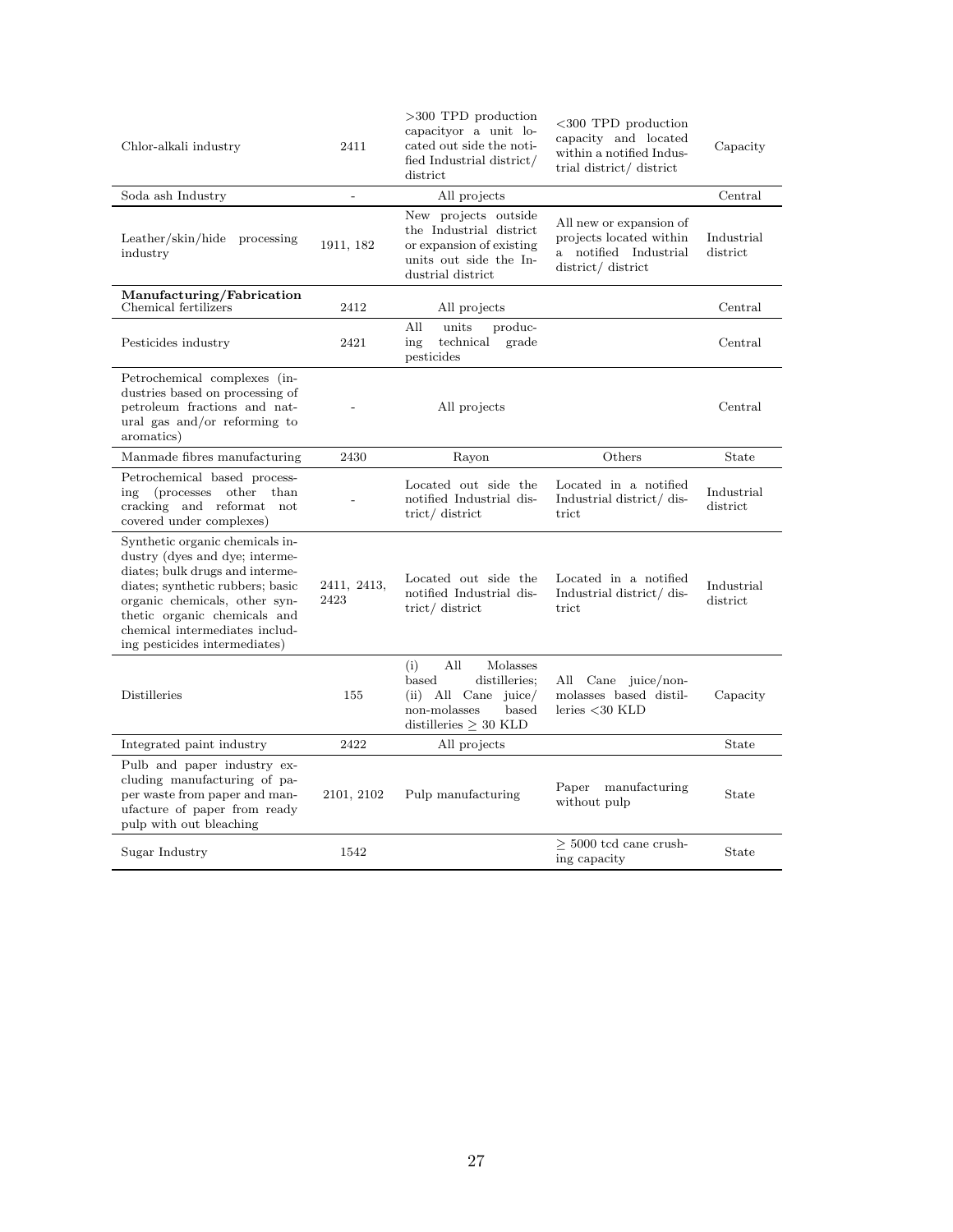| | | | | |
|---|---|---|---|---|
| Chlor-alkali industry | 2411 | >300 TPD production capacityor a unit located out side the notified Industrial district/ district | <300 TPD production capacity and located within a notified Industrial district/ district | Capacity |
| Soda ash Industry | - | All projects | | Central |
| Leather/skin/hide processing industry | 1911, 182 | New projects outside the Industrial district or expansion of existing units out side the Industrial district | All new or expansion of projects located within a notified Industrial district/ district | Industrial district |
| **Manufacturing/Fabrication** Chemical fertilizers | 2412 | All projects | | Central |
| Pesticides industry | 2421 | All units producing technical grade pesticides | | Central |
| Petrochemical complexes (industries based on processing of petroleum fractions and natural gas and/or reforming to aromatics) | - | All projects | | Central |
| Manmade fibres manufacturing | 2430 | Rayon | Others | State |
| Petrochemical based processing (processes other than cracking and reformat not covered under complexes) | - | Located out side the notified Industrial district/ district | Located in a notified Industrial district/ district | Industrial district |
| Synthetic organic chemicals industry (dyes and dye; intermediates; bulk drugs and intermediates; synthetic rubbers; basic organic chemicals, other synthetic organic chemicals and chemical intermediates including pesticides intermediates) | 2411, 2413, 2423 | Located out side the notified Industrial district/ district | Located in a notified Industrial district/ district | Industrial district |
| Distilleries | 155 | (i) All Molasses based distilleries; (ii) All Cane juice/ non-molasses based distilleries $\geq$ 30 KLD | All Cane juice/non-molasses based distilleries <30 KLD | Capacity |
| Integrated paint industry | 2422 | All projects | | State |
| Pulb and paper industry excluding manufacturing of paper waste from paper and manufacture of paper from ready pulp with out bleaching | 2101, 2102 | Pulp manufacturing | Paper manufacturing without pulp | State |
| Sugar Industry | 1542 | | $\geq$ 5000 tcd cane crushing capacity | State |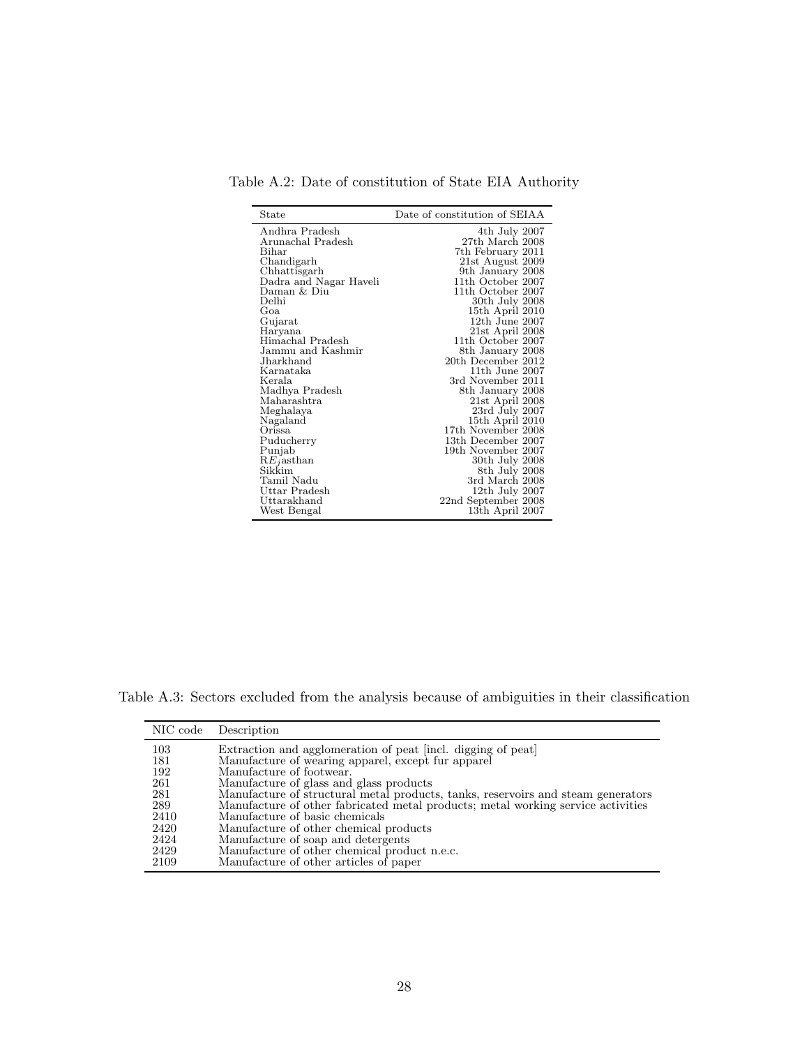Table A.2: Date of constitution of State EIA Authority

| State | Date of constitution of SEIAA |
|---|---|
| Andhra Pradesh | 4th July 2007 |
| Arunachal Pradesh | 27th March 2008 |
| Bihar | 7th February 2011 |
| Chandigarh | 21st August 2009 |
| Chhattisgarh | 9th January 2008 |
| Dadra and Nagar Haveli | 11th October 2007 |
| Daman & Diu | 11th October 2007 |
| Delhi | 30th July 2008 |
| Goa | 15th April 2010 |
| Gujarat | 12th June 2007 |
| Haryana | 21st April 2008 |
| Himachal Pradesh | 11th October 2007 |
| Jammu and Kashmir | 8th January 2008 |
| Jharkhand | 20th December 2012 |
| Karnataka | 11th June 2007 |
| Kerala | 3rd November 2011 |
| Madhya Pradesh | 8th January 2008 |
| Maharashtra | 21st April 2008 |
| Meghalaya | 23rd July 2007 |
| Nagaland | 15th April 2010 |
| Orissa | 17th November 2008 |
| Puducherry | 13th December 2007 |
| Punjab | 19th November 2007 |
| R$E_j$asthan | 30th July 2008 |
| Sikkim | 8th July 2008 |
| Tamil Nadu | 3rd March 2008 |
| Uttar Pradesh | 12th July 2007 |
| Uttarakhand | 22nd September 2008 |
| West Bengal | 13th April 2007 |

Table A.3: Sectors excluded from the analysis because of ambiguities in their classification

| NIC code | Description |
|---|---|
| 103 | Extraction and agglomeration of peat [incl. digging of peat] |
| 181 | Manufacture of wearing apparel, except fur apparel |
| 192 | Manufacture of footwear. |
| 261 | Manufacture of glass and glass products |
| 281 | Manufacture of structural metal products, tanks, reservoirs and steam generators |
| 289 | Manufacture of other fabricated metal products; metal working service activities |
| 2410 | Manufacture of basic chemicals |
| 2420 | Manufacture of other chemical products |
| 2424 | Manufacture of soap and detergents |
| 2429 | Manufacture of other chemical product n.e.c. |
| 2109 | Manufacture of other articles of paper |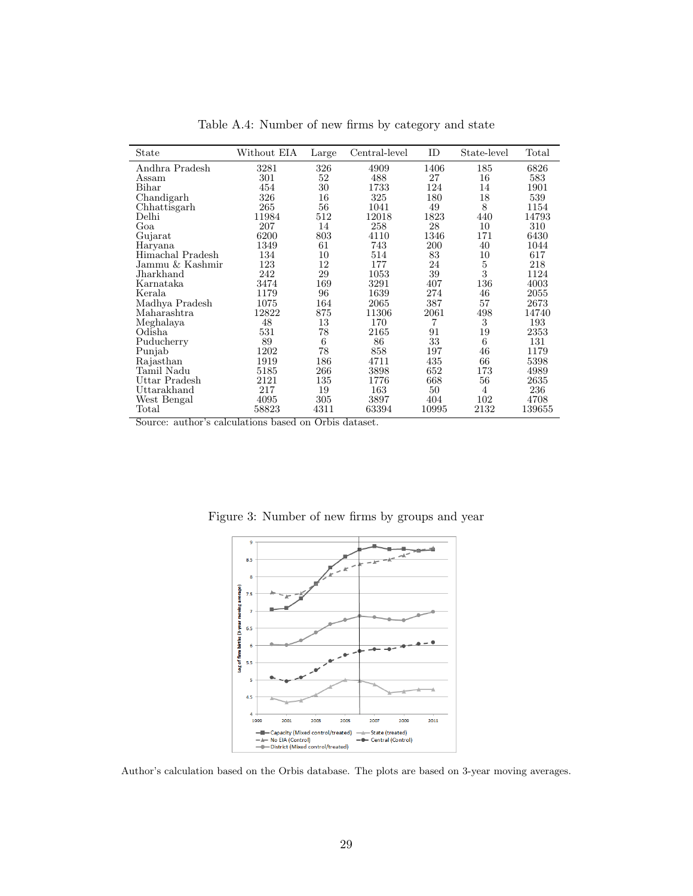Table A.4: Number of new firms by category and state

| State | Without EIA | Large | Central-level | ID | State-level | Total |
|---|---|---|---|---|---|---|
| Andhra Pradesh | 3281 | 326 | 4909 | 1406 | 185 | 6826 |
| Assam | 301 | 52 | 488 | 27 | 16 | 583 |
| Bihar | 454 | 30 | 1733 | 124 | 14 | 1901 |
| Chandigarh | 326 | 16 | 325 | 180 | 18 | 539 |
| Chhattisgarh | 265 | 56 | 1041 | 49 | 8 | 1154 |
| Delhi | 11984 | 512 | 12018 | 1823 | 440 | 14793 |
| Goa | 207 | 14 | 258 | 28 | 10 | 310 |
| Gujarat | 6200 | 803 | 4110 | 1346 | 171 | 6430 |
| Haryana | 1349 | 61 | 743 | 200 | 40 | 1044 |
| Himachal Pradesh | 134 | 10 | 514 | 83 | 10 | 617 |
| Jammu & Kashmir | 123 | 12 | 177 | 24 | 5 | 218 |
| Jharkhand | 242 | 29 | 1053 | 39 | 3 | 1124 |
| Karnataka | 3474 | 169 | 3291 | 407 | 136 | 4003 |
| Kerala | 1179 | 96 | 1639 | 274 | 46 | 2055 |
| Madhya Pradesh | 1075 | 164 | 2065 | 387 | 57 | 2673 |
| Maharashtra | 12822 | 875 | 11306 | 2061 | 498 | 14740 |
| Meghalaya | 48 | 13 | 170 | 7 | 3 | 193 |
| Odisha | 531 | 78 | 2165 | 91 | 19 | 2353 |
| Puducherry | 89 | 6 | 86 | 33 | 6 | 131 |
| Punjab | 1202 | 78 | 858 | 197 | 46 | 1179 |
| Rajasthan | 1919 | 186 | 4711 | 435 | 66 | 5398 |
| Tamil Nadu | 5185 | 266 | 3898 | 652 | 173 | 4989 |
| Uttar Pradesh | 2121 | 135 | 1776 | 668 | 56 | 2635 |
| Uttarakhand | 217 | 19 | 163 | 50 | 4 | 236 |
| West Bengal | 4095 | 305 | 3897 | 404 | 102 | 4708 |
| Total | 58823 | 4311 | 63394 | 10995 | 2132 | 139655 |

Source: author's calculations based on Orbis dataset.

Figure 3: Number of new firms by groups and year

Author's calculation based on the Orbis database. The plots are based on 3-year moving averages.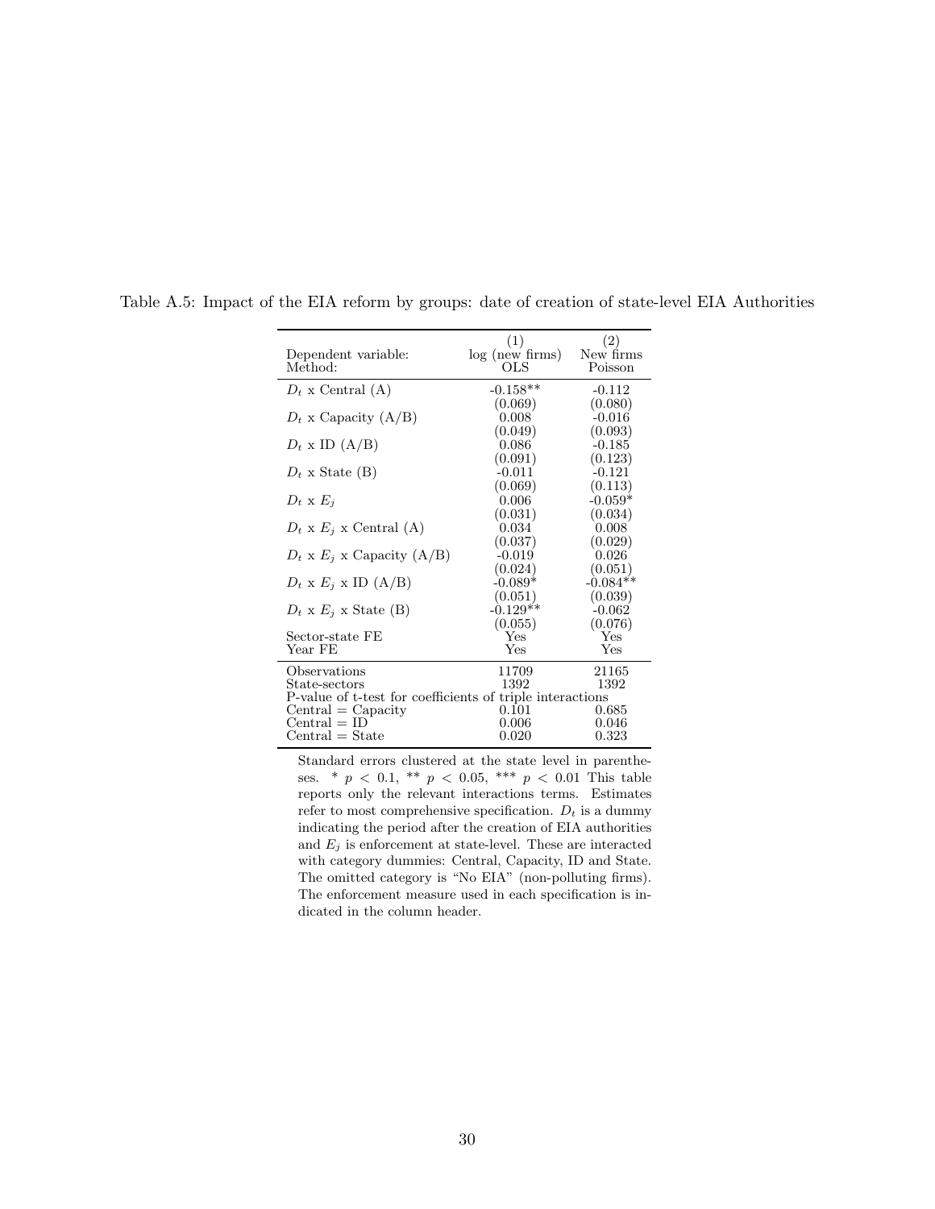Table A.5: Impact of the EIA reform by groups: date of creation of state-level EIA Authorities

| | (1) | (2) |
|---|---|---|
| Dependent variable: | log (new firms) | New firms |
| Method: | OLS | Poisson |
| $D_t$ x Central (A) | -0.158** | -0.112 |
| | (0.069) | (0.080) |
| $D_t$ x Capacity (A/B) | 0.008 | -0.016 |
| | (0.049) | (0.093) |
| $D_t$ x ID (A/B) | 0.086 | -0.185 |
| | (0.091) | (0.123) |
| $D_t$ x State (B) | -0.011 | -0.121 |
| | (0.069) | (0.113) |
| $D_t$ x $E_j$ | 0.006 | -0.059* |
| | (0.031) | (0.034) |
| $D_t$ x $E_j$ x Central (A) | 0.034 | 0.008 |
| | (0.037) | (0.029) |
| $D_t$ x $E_j$ x Capacity (A/B) | -0.019 | 0.026 |
| | (0.024) | (0.051) |
| $D_t$ x $E_j$ x ID (A/B) | -0.089* | -0.084** |
| | (0.051) | (0.039) |
| $D_t$ x $E_j$ x State (B) | -0.129** | -0.062 |
| | (0.055) | (0.076) |
| Sector-state FE | Yes | Yes |
| Year FE | Yes | Yes |
| Observations | 11709 | 21165 |
| State-sectors | 1392 | 1392 |
| P-value of t-test for coefficients of triple interactions | | |
| Central = Capacity | 0.101 | 0.685 |
| Central = ID | 0.006 | 0.046 |
| Central = State | 0.020 | 0.323 |

Standard errors clustered at the state level in parentheses. * $p < 0.1$, ** $p < 0.05$, *** $p < 0.01$ This table reports only the relevant interactions terms. Estimates refer to most comprehensive specification. $D_t$ is a dummy indicating the period after the creation of EIA authorities and $E_j$ is enforcement at state-level. These are interacted with category dummies: Central, Capacity, ID and State. The omitted category is "No EIA" (non-polluting firms). The enforcement measure used in each specification is indicated in the column header.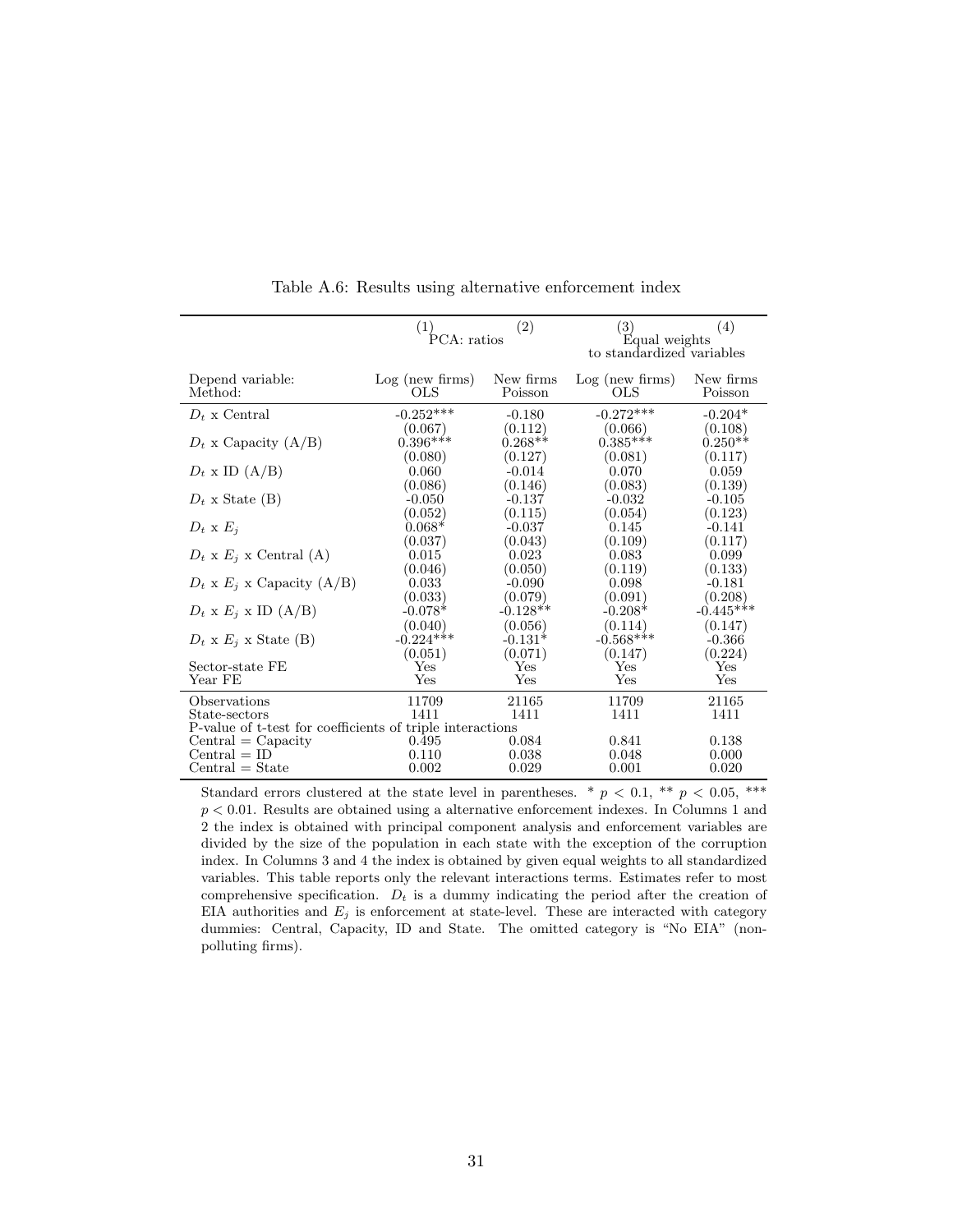Table A.6: Results using alternative enforcement index

| | (1) | (2) | (3) | (4) |
|---|---|---|---|---|
| | PCA: ratios | | Equal weights to standardized variables | |
| Depend variable: | Log (new firms) | New firms | Log (new firms) | New firms |
| Method: | OLS | Poisson | OLS | Poisson |
| $D_t$ x Central | -0.252*** | -0.180 | -0.272*** | -0.204* |
| | (0.067) | (0.112) | (0.066) | (0.108) |
| $D_t$ x Capacity (A/B) | 0.396*** | 0.268** | 0.385*** | 0.250** |
| | (0.080) | (0.127) | (0.081) | (0.117) |
| $D_t$ x ID (A/B) | 0.060 | -0.014 | 0.070 | 0.059 |
| | (0.086) | (0.146) | (0.083) | (0.139) |
| $D_t$ x State (B) | -0.050 | -0.137 | -0.032 | -0.105 |
| | (0.052) | (0.115) | (0.054) | (0.123) |
| $D_t$ x $E_j$ | 0.068* | -0.037 | 0.145 | -0.141 |
| | (0.037) | (0.043) | (0.109) | (0.117) |
| $D_t$ x $E_j$ x Central (A) | 0.015 | 0.023 | 0.083 | 0.099 |
| | (0.046) | (0.050) | (0.119) | (0.133) |
| $D_t$ x $E_j$ x Capacity (A/B) | 0.033 | -0.090 | 0.098 | -0.181 |
| | (0.033) | (0.079) | (0.091) | (0.208) |
| $D_t$ x $E_j$ x ID (A/B) | -0.078* | -0.128** | -0.208* | -0.445*** |
| | (0.040) | (0.056) | (0.114) | (0.147) |
| $D_t$ x $E_j$ x State (B) | -0.224*** | -0.131* | -0.568*** | -0.366 |
| | (0.051) | (0.071) | (0.147) | (0.224) |
| Sector-state FE | Yes | Yes | Yes | Yes |
| Year FE | Yes | Yes | Yes | Yes |
| Observations | 11709 | 21165 | 11709 | 21165 |
| State-sectors | 1411 | 1411 | 1411 | 1411 |
| P-value of t-test for coefficients of triple interactions | | | | |
| Central = Capacity | 0.495 | 0.084 | 0.841 | 0.138 |
| Central = ID | 0.110 | 0.038 | 0.048 | 0.000 |
| Central = State | 0.002 | 0.029 | 0.001 | 0.020 |

Standard errors clustered at the state level in parentheses. * $p < 0.1$, ** $p < 0.05$, *** $p < 0.01$. Results are obtained using a alternative enforcement indexes. In Columns 1 and 2 the index is obtained with principal component analysis and enforcement variables are divided by the size of the population in each state with the exception of the corruption index. In Columns 3 and 4 the index is obtained by given equal weights to all standardized variables. This table reports only the relevant interactions terms. Estimates refer to most comprehensive specification. $D_t$ is a dummy indicating the period after the creation of EIA authorities and $E_j$ is enforcement at state-level. These are interacted with category dummies: Central, Capacity, ID and State. The omitted category is "No EIA" (non-polluting firms).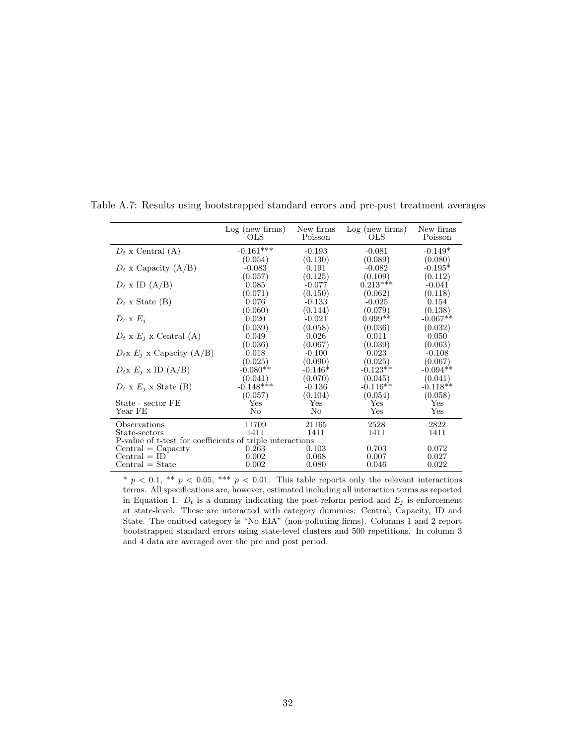Table A.7: Results using bootstrapped standard errors and pre-post treatment averages

| | Log (new firms) OLS | New firms Poisson | Log (new firms) OLS | New firms Poisson |
|---|---|---|---|---|
| $D_t$ x Central (A) | -0.161*** | -0.193 | -0.081 | -0.149* |
| | (0.054) | (0.130) | (0.089) | (0.080) |
| $D_t$ x Capacity (A/B) | -0.083 | 0.191 | -0.082 | -0.195* |
| | (0.057) | (0.125) | (0.109) | (0.112) |
| $D_t$ x ID (A/B) | 0.085 | -0.077 | 0.213*** | -0.041 |
| | (0.071) | (0.150) | (0.062) | (0.118) |
| $D_t$ x State (B) | 0.076 | -0.133 | -0.025 | 0.154 |
| | (0.060) | (0.144) | (0.079) | (0.138) |
| $D_t$ x $E_j$ | 0.020 | -0.021 | 0.099** | -0.067** |
| | (0.039) | (0.058) | (0.036) | (0.032) |
| $D_t$ x $E_j$ x Central (A) | 0.049 | 0.026 | 0.011 | 0.050 |
| | (0.036) | (0.067) | (0.039) | (0.063) |
| $D_t$x $E_j$ x Capacity (A/B) | 0.018 | -0.100 | 0.023 | -0.108 |
| | (0.025) | (0.090) | (0.025) | (0.067) |
| $D_t$x $E_j$ x ID (A/B) | -0.080** | -0.146* | -0.123** | -0.094** |
| | (0.041) | (0.070) | (0.045) | (0.041) |
| $D_t$ x $E_j$ x State (B) | -0.148*** | -0.136 | -0.116** | -0.118** |
| | (0.057) | (0.104) | (0.054) | (0.058) |
| State - sector FE | Yes | Yes | Yes | Yes |
| Year FE | No | No | Yes | Yes |
| Observations | 11709 | 21165 | 2528 | 2822 |
| State-sectors | 1411 | 1411 | 1411 | 1411 |
| P-value of t-test for coefficients of triple interactions | | | | |
| Central = Capacity | 0.263 | 0.103 | 0.703 | 0.072 |
| Central = ID | 0.002 | 0.068 | 0.007 | 0.027 |
| Central = State | 0.002 | 0.080 | 0.046 | 0.022 |

* $p < 0.1$, ** $p < 0.05$, *** $p < 0.01$. This table reports only the relevant interactions terms. All specifications are, however, estimated including all interaction terms as reported in Equation 1. $D_t$ is a dummy indicating the post-reform period and $E_j$ is enforcement at state-level. These are interacted with category dummies: Central, Capacity, ID and State. The omitted category is "No EIA" (non-polluting firms). Columns 1 and 2 report bootstrapped standard errors using state-level clusters and 500 repetitions. In column 3 and 4 data are averaged over the pre and post period.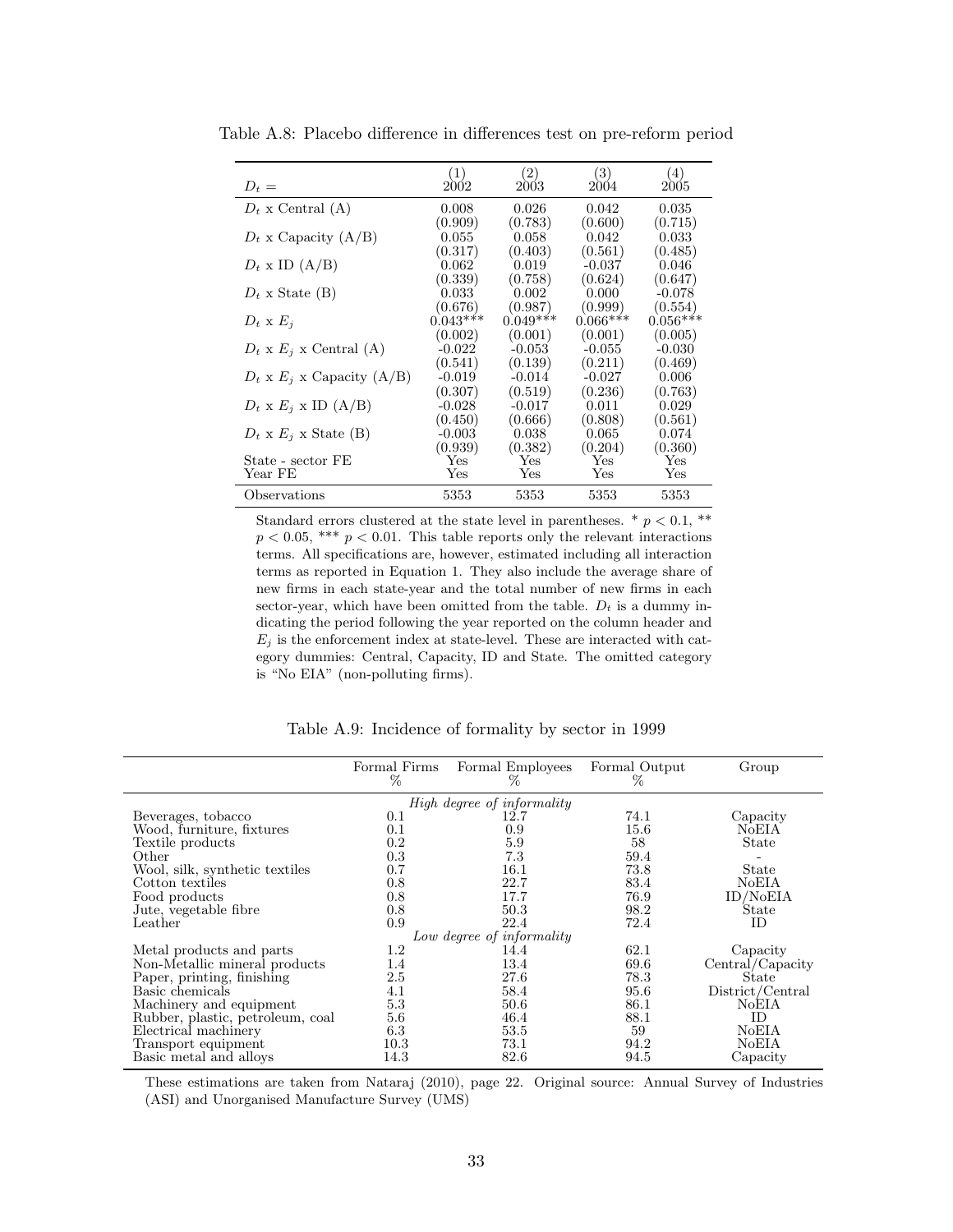Table A.8: Placebo difference in differences test on pre-reform period

| $D_t$ = | (1) 2002 | (2) 2003 | (3) 2004 | (4) 2005 |
|---|---|---|---|---|
| $D_t$ x Central (A) | 0.008 | 0.026 | 0.042 | 0.035 |
| | (0.909) | (0.783) | (0.600) | (0.715) |
| $D_t$ x Capacity (A/B) | 0.055 | 0.058 | 0.042 | 0.033 |
| | (0.317) | (0.403) | (0.561) | (0.485) |
| $D_t$ x ID (A/B) | 0.062 | 0.019 | -0.037 | 0.046 |
| | (0.339) | (0.758) | (0.624) | (0.647) |
| $D_t$ x State (B) | 0.033 | 0.002 | 0.000 | -0.078 |
| | (0.676) | (0.987) | (0.999) | (0.554) |
| $D_t$ x $E_j$ | 0.043*** | 0.049*** | 0.066*** | 0.056*** |
| | (0.002) | (0.001) | (0.001) | (0.005) |
| $D_t$ x $E_j$ x Central (A) | -0.022 | -0.053 | -0.055 | -0.030 |
| | (0.541) | (0.139) | (0.211) | (0.469) |
| $D_t$ x $E_j$ x Capacity (A/B) | -0.019 | -0.014 | -0.027 | 0.006 |
| | (0.307) | (0.519) | (0.236) | (0.763) |
| $D_t$ x $E_j$ x ID (A/B) | -0.028 | -0.017 | 0.011 | 0.029 |
| | (0.450) | (0.666) | (0.808) | (0.561) |
| $D_t$ x $E_j$ x State (B) | -0.003 | 0.038 | 0.065 | 0.074 |
| | (0.939) | (0.382) | (0.204) | (0.360) |
| State - sector FE | Yes | Yes | Yes | Yes |
| Year FE | Yes | Yes | Yes | Yes |
| Observations | 5353 | 5353 | 5353 | 5353 |

Standard errors clustered at the state level in parentheses. * $p < 0.1$, ** $p < 0.05$, *** $p < 0.01$. This table reports only the relevant interactions terms. All specifications are, however, estimated including all interaction terms as reported in Equation 1. They also include the average share of new firms in each state-year and the total number of new firms in each sector-year, which have been omitted from the table. $D_t$ is a dummy indicating the period following the year reported on the column header and $E_j$ is the enforcement index at state-level. These are interacted with category dummies: Central, Capacity, ID and State. The omitted category is "No EIA" (non-polluting firms).

Table A.9: Incidence of formality by sector in 1999

| | Formal Firms % | Formal Employees % | Formal Output % | Group |
|---|---|---|---|---|
| | | *High degree of informality* | | |
| Beverages, tobacco | 0.1 | 12.7 | 74.1 | Capacity |
| Wood, furniture, fixtures | 0.1 | 0.9 | 15.6 | NoEIA |
| Textile products | 0.2 | 5.9 | 58 | State |
| Other | 0.3 | 7.3 | 59.4 | - |
| Wool, silk, synthetic textiles | 0.7 | 16.1 | 73.8 | State |
| Cotton textiles | 0.8 | 22.7 | 83.4 | NoEIA |
| Food products | 0.8 | 17.7 | 76.9 | ID/NoEIA |
| Jute, vegetable fibre | 0.8 | 50.3 | 98.2 | State |
| Leather | 0.9 | 22.4 | 72.4 | ID |
| | | *Low degree of informality* | | |
| Metal products and parts | 1.2 | 14.4 | 62.1 | Capacity |
| Non-Metallic mineral products | 1.4 | 13.4 | 69.6 | Central/Capacity |
| Paper, printing, finishing | 2.5 | 27.6 | 78.3 | State |
| Basic chemicals | 4.1 | 58.4 | 95.6 | District/Central |
| Machinery and equipment | 5.3 | 50.6 | 86.1 | NoEIA |
| Rubber, plastic, petroleum, coal | 5.6 | 46.4 | 88.1 | ID |
| Electrical machinery | 6.3 | 53.5 | 59 | NoEIA |
| Transport equipment | 10.3 | 73.1 | 94.2 | NoEIA |
| Basic metal and alloys | 14.3 | 82.6 | 94.5 | Capacity |

These estimations are taken from Nataraj (2010), page 22. Original source: Annual Survey of Industries (ASI) and Unorganised Manufacture Survey (UMS)